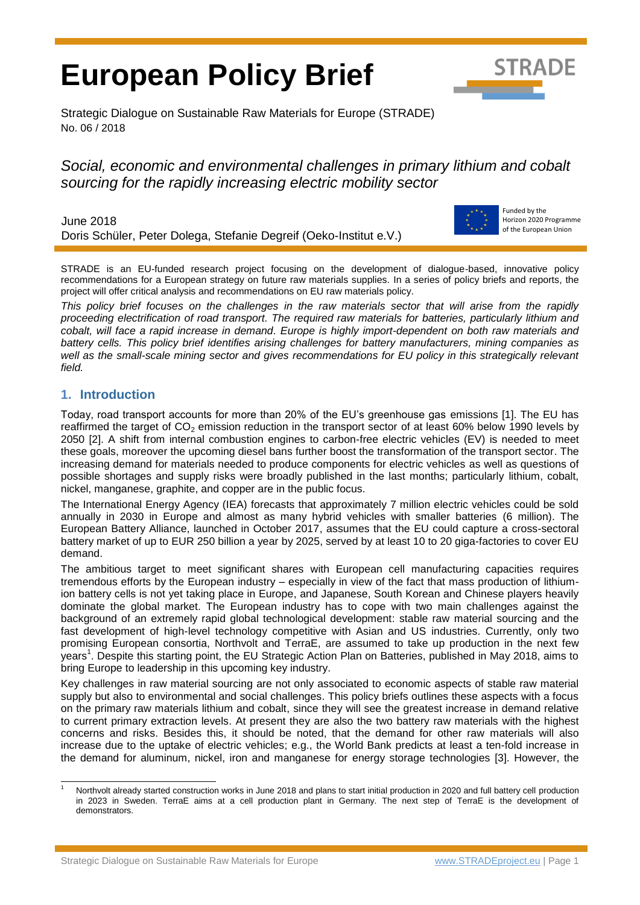# European Policy Brief

Strategic Dialogue on Sustainable Raw Materials for Europe (STRADE)
No. 06 / 2018

*Social, economic and environmental challenges in primary lithium and cobalt sourcing for the rapidly increasing electric mobility sector*

June 2018
Doris Schüler, Peter Dolega, Stefanie Degreif (Oeko-Institut e.V.)

Funded by the Horizon 2020 Programme of the European Union

STRADE is an EU-funded research project focusing on the development of dialogue-based, innovative policy recommendations for a European strategy on future raw materials supplies. In a series of policy briefs and reports, the project will offer critical analysis and recommendations on EU raw materials policy.

*This policy brief focuses on the challenges in the raw materials sector that will arise from the rapidly proceeding electrification of road transport. The required raw materials for batteries, particularly lithium and cobalt, will face a rapid increase in demand. Europe is highly import-dependent on both raw materials and battery cells. This policy brief identifies arising challenges for battery manufacturers, mining companies as well as the small-scale mining sector and gives recommendations for EU policy in this strategically relevant field.*

## 1. Introduction

Today, road transport accounts for more than 20% of the EU's greenhouse gas emissions [1]. The EU has reaffirmed the target of $CO_2$ emission reduction in the transport sector of at least 60% below 1990 levels by 2050 [2]. A shift from internal combustion engines to carbon-free electric vehicles (EV) is needed to meet these goals, moreover the upcoming diesel bans further boost the transformation of the transport sector. The increasing demand for materials needed to produce components for electric vehicles as well as questions of possible shortages and supply risks were broadly published in the last months; particularly lithium, cobalt, nickel, manganese, graphite, and copper are in the public focus.

The International Energy Agency (IEA) forecasts that approximately 7 million electric vehicles could be sold annually in 2030 in Europe and almost as many hybrid vehicles with smaller batteries (6 million). The European Battery Alliance, launched in October 2017, assumes that the EU could capture a cross-sectoral battery market of up to EUR 250 billion a year by 2025, served by at least 10 to 20 giga-factories to cover EU demand.

The ambitious target to meet significant shares with European cell manufacturing capacities requires tremendous efforts by the European industry – especially in view of the fact that mass production of lithium-ion battery cells is not yet taking place in Europe, and Japanese, South Korean and Chinese players heavily dominate the global market. The European industry has to cope with two main challenges against the background of an extremely rapid global technological development: stable raw material sourcing and the fast development of high-level technology competitive with Asian and US industries. Currently, only two promising European consortia, Northvolt and TerraE, are assumed to take up production in the next few years[1]. Despite this starting point, the EU Strategic Action Plan on Batteries, published in May 2018, aims to bring Europe to leadership in this upcoming key industry.

Key challenges in raw material sourcing are not only associated to economic aspects of stable raw material supply but also to environmental and social challenges. This policy briefs outlines these aspects with a focus on the primary raw materials lithium and cobalt, since they will see the greatest increase in demand relative to current primary extraction levels. At present they are also the two battery raw materials with the highest concerns and risks. Besides this, it should be noted, that the demand for other raw materials will also increase due to the uptake of electric vehicles; e.g., the World Bank predicts at least a ten-fold increase in the demand for aluminum, nickel, iron and manganese for energy storage technologies [3]. However, the

[1] Northvolt already started construction works in June 2018 and plans to start initial production in 2020 and full battery cell production in 2023 in Sweden. TerraE aims at a cell production plant in Germany. The next step of TerraE is the development of demonstrators.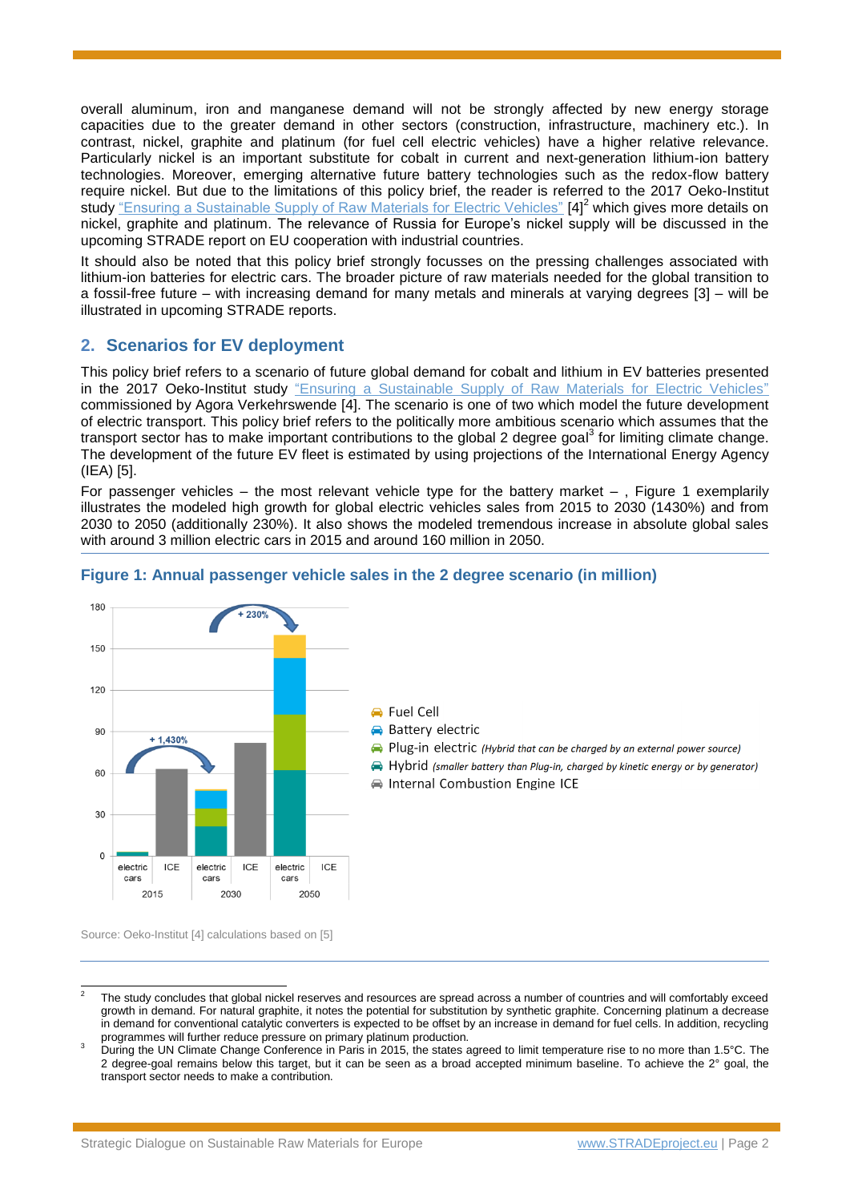overall aluminum, iron and manganese demand will not be strongly affected by new energy storage capacities due to the greater demand in other sectors (construction, infrastructure, machinery etc.). In contrast, nickel, graphite and platinum (for fuel cell electric vehicles) have a higher relative relevance. Particularly nickel is an important substitute for cobalt in current and next-generation lithium-ion battery technologies. Moreover, emerging alternative future battery technologies such as the redox-flow battery require nickel. But due to the limitations of this policy brief, the reader is referred to the 2017 Oeko-Institut study "Ensuring a Sustainable Supply of Raw Materials for Electric Vehicles" [4][2] which gives more details on nickel, graphite and platinum. The relevance of Russia for Europe's nickel supply will be discussed in the upcoming STRADE report on EU cooperation with industrial countries.

It should also be noted that this policy brief strongly focusses on the pressing challenges associated with lithium-ion batteries for electric cars. The broader picture of raw materials needed for the global transition to a fossil-free future – with increasing demand for many metals and minerals at varying degrees [3] – will be illustrated in upcoming STRADE reports.

## 2. Scenarios for EV deployment

This policy brief refers to a scenario of future global demand for cobalt and lithium in EV batteries presented in the 2017 Oeko-Institut study "Ensuring a Sustainable Supply of Raw Materials for Electric Vehicles" commissioned by Agora Verkehrswende [4]. The scenario is one of two which model the future development of electric transport. This policy brief refers to the politically more ambitious scenario which assumes that the transport sector has to make important contributions to the global 2 degree goal[3] for limiting climate change. The development of the future EV fleet is estimated by using projections of the International Energy Agency (IEA) [5].

For passenger vehicles – the most relevant vehicle type for the battery market – , Figure 1 exemplarily illustrates the modeled high growth for global electric vehicles sales from 2015 to 2030 (1430%) and from 2030 to 2050 (additionally 230%). It also shows the modeled tremendous increase in absolute global sales with around 3 million electric cars in 2015 and around 160 million in 2050.

**Figure 1: Annual passenger vehicle sales in the 2 degree scenario (in million)**

Source: Oeko-Institut [4] calculations based on [5]

---

[2] The study concludes that global nickel reserves and resources are spread across a number of countries and will comfortably exceed growth in demand. For natural graphite, it notes the potential for substitution by synthetic graphite. Concerning platinum a decrease in demand for conventional catalytic converters is expected to be offset by an increase in demand for fuel cells. In addition, recycling programmes will further reduce pressure on primary platinum production.

[3] During the UN Climate Change Conference in Paris in 2015, the states agreed to limit temperature rise to no more than 1.5°C. The 2 degree-goal remains below this target, but it can be seen as a broad accepted minimum baseline. To achieve the 2° goal, the transport sector needs to make a contribution.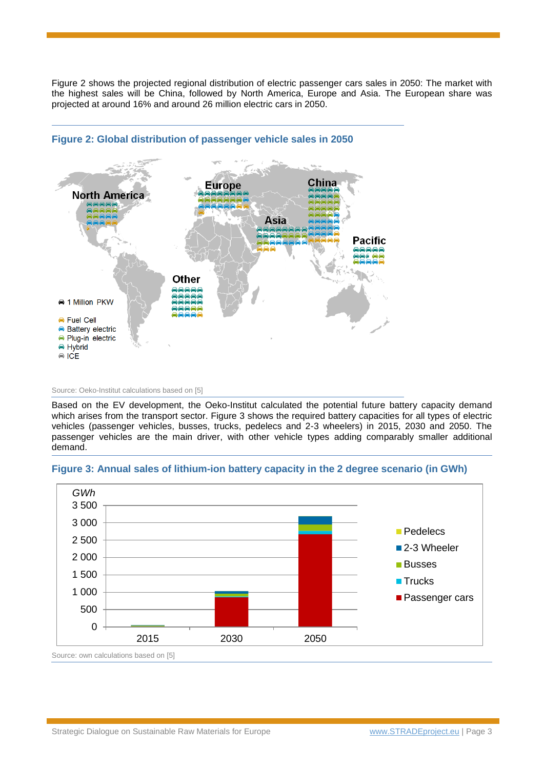Figure 2 shows the projected regional distribution of electric passenger cars sales in 2050: The market with the highest sales will be China, followed by North America, Europe and Asia. The European share was projected at around 16% and around 26 million electric cars in 2050.

**Figure 2: Global distribution of passenger vehicle sales in 2050**

Source: Oeko-Institut calculations based on [5]

Based on the EV development, the Oeko-Institut calculated the potential future battery capacity demand which arises from the transport sector. Figure 3 shows the required battery capacities for all types of electric vehicles (passenger vehicles, busses, trucks, pedelecs and 2-3 wheelers) in 2015, 2030 and 2050. The passenger vehicles are the main driver, with other vehicle types adding comparably smaller additional demand.

**Figure 3: Annual sales of lithium-ion battery capacity in the 2 degree scenario (in GWh)**

Source: own calculations based on [5]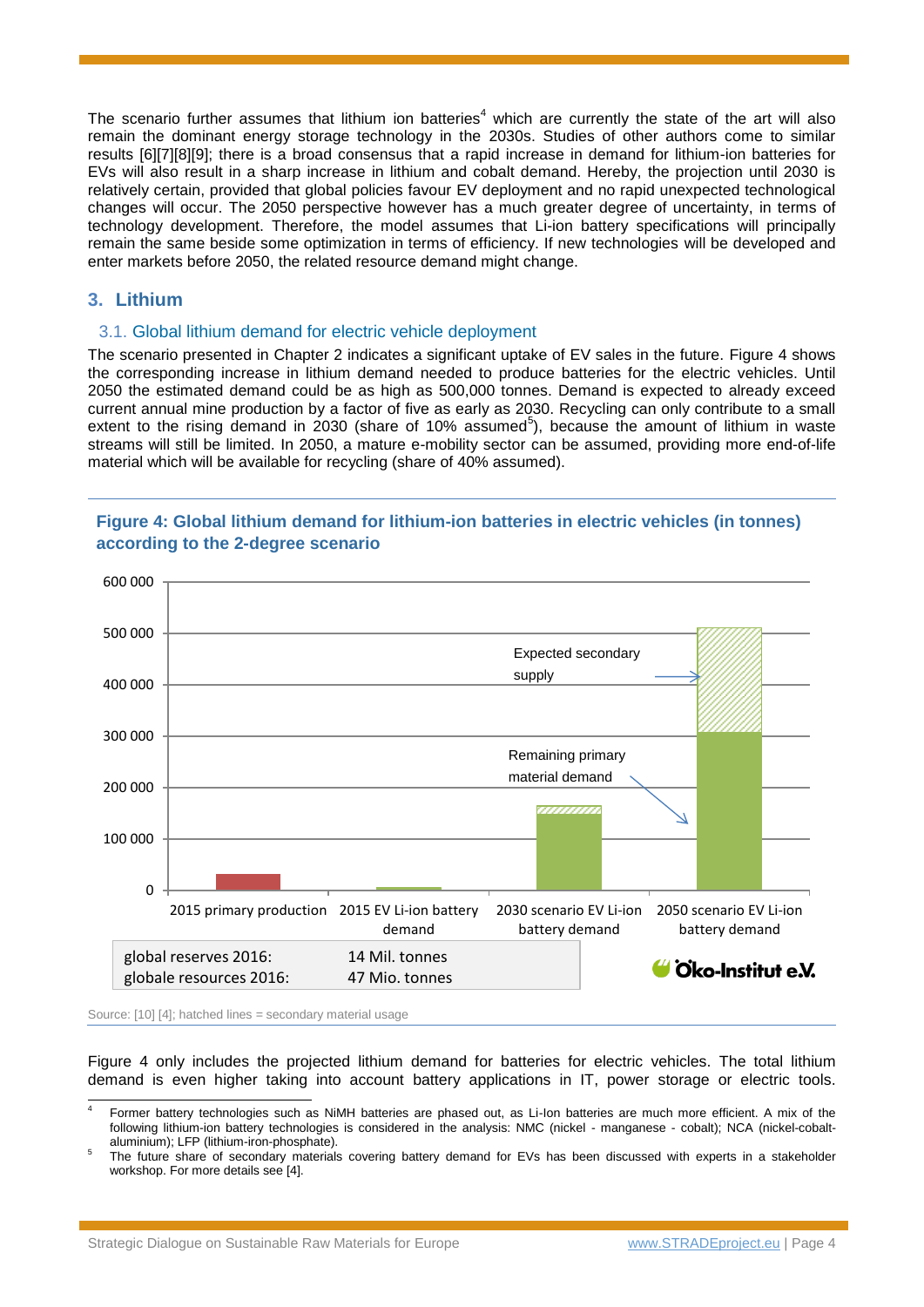The scenario further assumes that lithium ion batteries[4] which are currently the state of the art will also remain the dominant energy storage technology in the 2030s. Studies of other authors come to similar results [6][7][8][9]; there is a broad consensus that a rapid increase in demand for lithium-ion batteries for EVs will also result in a sharp increase in lithium and cobalt demand. Hereby, the projection until 2030 is relatively certain, provided that global policies favour EV deployment and no rapid unexpected technological changes will occur. The 2050 perspective however has a much greater degree of uncertainty, in terms of technology development. Therefore, the model assumes that Li-ion battery specifications will principally remain the same beside some optimization in terms of efficiency. If new technologies will be developed and enter markets before 2050, the related resource demand might change.

## 3. Lithium

### 3.1. Global lithium demand for electric vehicle deployment

The scenario presented in Chapter 2 indicates a significant uptake of EV sales in the future. Figure 4 shows the corresponding increase in lithium demand needed to produce batteries for the electric vehicles. Until 2050 the estimated demand could be as high as 500,000 tonnes. Demand is expected to already exceed current annual mine production by a factor of five as early as 2030. Recycling can only contribute to a small extent to the rising demand in 2030 (share of 10% assumed[5]), because the amount of lithium in waste streams will still be limited. In 2050, a mature e-mobility sector can be assumed, providing more end-of-life material which will be available for recycling (share of 40% assumed).

**Figure 4: Global lithium demand for lithium-ion batteries in electric vehicles (in tonnes) according to the 2-degree scenario**

| | |
|---|---|
| global reserves 2016: | 14 Mil. tonnes |
| globale resources 2016: | 47 Mio. tonnes |

Source: [10] [4]; hatched lines = secondary material usage

Figure 4 only includes the projected lithium demand for batteries for electric vehicles. The total lithium demand is even higher taking into account battery applications in IT, power storage or electric tools.

[4] Former battery technologies such as NiMH batteries are phased out, as Li-Ion batteries are much more efficient. A mix of the following lithium-ion battery technologies is considered in the analysis: NMC (nickel - manganese - cobalt); NCA (nickel-cobalt-aluminium); LFP (lithium-iron-phosphate).

[5] The future share of secondary materials covering battery demand for EVs has been discussed with experts in a stakeholder workshop. For more details see [4].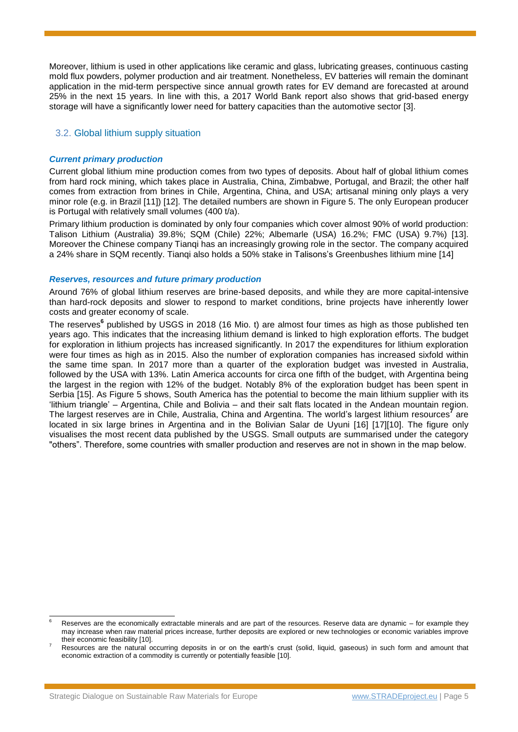Moreover, lithium is used in other applications like ceramic and glass, lubricating greases, continuous casting mold flux powders, polymer production and air treatment. Nonetheless, EV batteries will remain the dominant application in the mid-term perspective since annual growth rates for EV demand are forecasted at around 25% in the next 15 years. In line with this, a 2017 World Bank report also shows that grid-based energy storage will have a significantly lower need for battery capacities than the automotive sector [3].

## 3.2. Global lithium supply situation

### *Current primary production*

Current global lithium mine production comes from two types of deposits. About half of global lithium comes from hard rock mining, which takes place in Australia, China, Zimbabwe, Portugal, and Brazil; the other half comes from extraction from brines in Chile, Argentina, China, and USA; artisanal mining only plays a very minor role (e.g. in Brazil [11]) [12]. The detailed numbers are shown in Figure 5. The only European producer is Portugal with relatively small volumes (400 t/a).

Primary lithium production is dominated by only four companies which cover almost 90% of world production: Talison Lithium (Australia) 39.8%; SQM (Chile) 22%; Albemarle (USA) 16.2%; FMC (USA) 9.7%) [13]. Moreover the Chinese company Tianqi has an increasingly growing role in the sector. The company acquired a 24% share in SQM recently. Tianqi also holds a 50% stake in Talisons's Greenbushes lithium mine [14]

### *Reserves, resources and future primary production*

Around 76% of global lithium reserves are brine-based deposits, and while they are more capital-intensive than hard-rock deposits and slower to respond to market conditions, brine projects have inherently lower costs and greater economy of scale.

The reserves[6] published by USGS in 2018 (16 Mio. t) are almost four times as high as those published ten years ago. This indicates that the increasing lithium demand is linked to high exploration efforts. The budget for exploration in lithium projects has increased significantly. In 2017 the expenditures for lithium exploration were four times as high as in 2015. Also the number of exploration companies has increased sixfold within the same time span. In 2017 more than a quarter of the exploration budget was invested in Australia, followed by the USA with 13%. Latin America accounts for circa one fifth of the budget, with Argentina being the largest in the region with 12% of the budget. Notably 8% of the exploration budget has been spent in Serbia [15]. As Figure 5 shows, South America has the potential to become the main lithium supplier with its 'lithium triangle' – Argentina, Chile and Bolivia – and their salt flats located in the Andean mountain region. The largest reserves are in Chile, Australia, China and Argentina. The world's largest lithium resources[7] are located in six large brines in Argentina and in the Bolivian Salar de Uyuni [16] [17][10]. The figure only visualises the most recent data published by the USGS. Small outputs are summarised under the category "others". Therefore, some countries with smaller production and reserves are not in shown in the map below.

---

[6] Reserves are the economically extractable minerals and are part of the resources. Reserve data are dynamic – for example they may increase when raw material prices increase, further deposits are explored or new technologies or economic variables improve their economic feasibility [10].

[7] Resources are the natural occurring deposits in or on the earth's crust (solid, liquid, gaseous) in such form and amount that economic extraction of a commodity is currently or potentially feasible [10].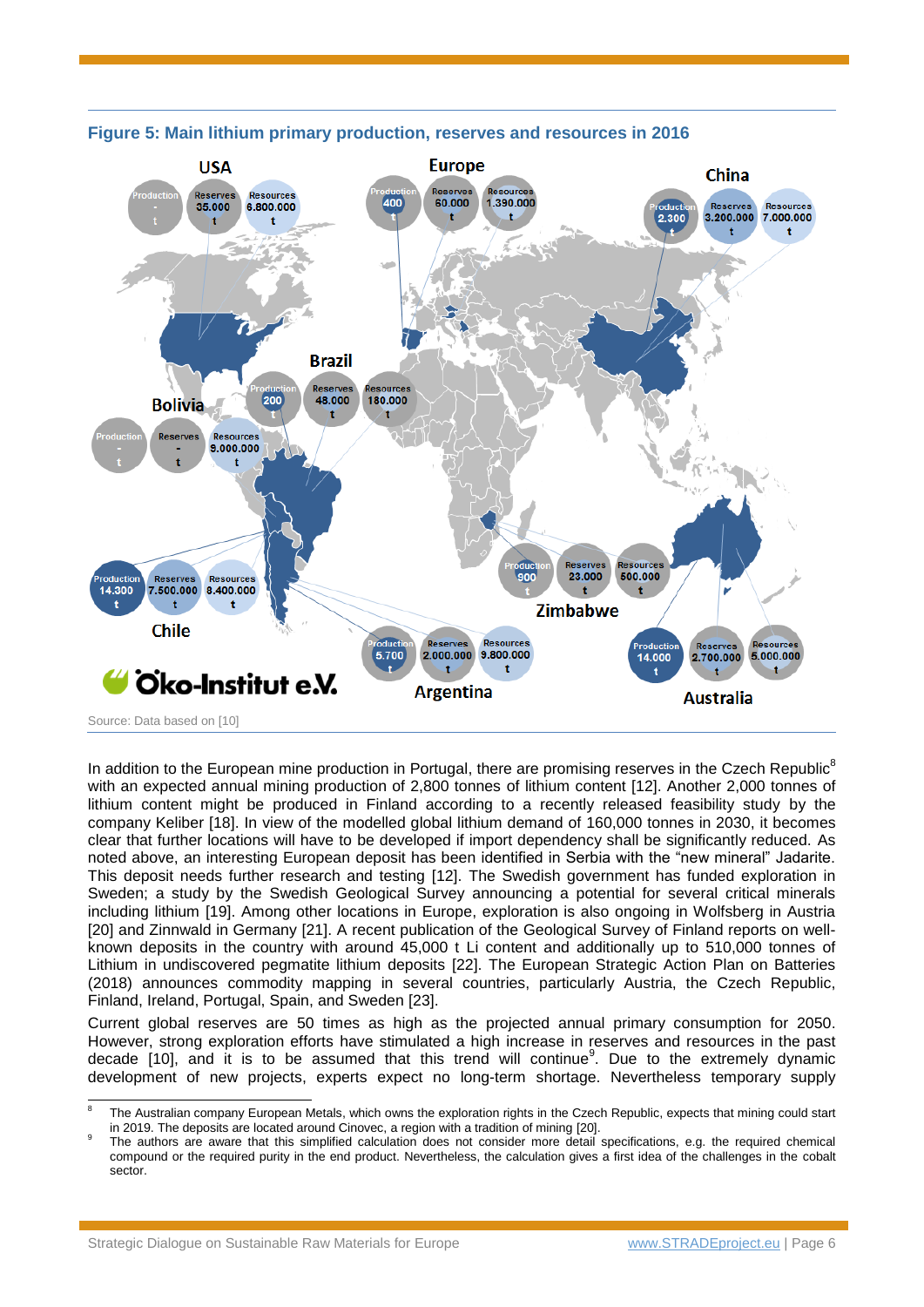**Figure 5: Main lithium primary production, reserves and resources in 2016**

| Country | Production (t) | Reserves (t) | Resources (t) |
|---|---|---|---|
| USA | - | 35.000 | 6.800.000 |
| Europe | 400 | 60.000 | 1.390.000 |
| China | 2.300 | 3.200.000 | 7.000.000 |
| Brazil | 200 | 48.000 | 180.000 |
| Bolivia | - | - | 9.000.000 |
| Chile | 14.300 | 7.500.000 | 8.400.000 |
| Zimbabwe | 900 | 23.000 | 500.000 |
| Argentina | 5.700 | 2.000.000 | 9.800.000 |
| Australia | 14.000 | 2.700.000 | 5.000.000 |

Öko-Institut e.V.

Source: Data based on [10]

In addition to the European mine production in Portugal, there are promising reserves in the Czech Republic[8] with an expected annual mining production of 2,800 tonnes of lithium content [12]. Another 2,000 tonnes of lithium content might be produced in Finland according to a recently released feasibility study by the company Keliber [18]. In view of the modelled global lithium demand of 160,000 tonnes in 2030, it becomes clear that further locations will have to be developed if import dependency shall be significantly reduced. As noted above, an interesting European deposit has been identified in Serbia with the "new mineral" Jadarite. This deposit needs further research and testing [12]. The Swedish government has funded exploration in Sweden; a study by the Swedish Geological Survey announcing a potential for several critical minerals including lithium [19]. Among other locations in Europe, exploration is also ongoing in Wolfsberg in Austria [20] and Zinnwald in Germany [21]. A recent publication of the Geological Survey of Finland reports on well-known deposits in the country with around 45,000 t Li content and additionally up to 510,000 tonnes of Lithium in undiscovered pegmatite lithium deposits [22]. The European Strategic Action Plan on Batteries (2018) announces commodity mapping in several countries, particularly Austria, the Czech Republic, Finland, Ireland, Portugal, Spain, and Sweden [23].

Current global reserves are 50 times as high as the projected annual primary consumption for 2050. However, strong exploration efforts have stimulated a high increase in reserves and resources in the past decade [10], and it is to be assumed that this trend will continue[9]. Due to the extremely dynamic development of new projects, experts expect no long-term shortage. Nevertheless temporary supply

[8] The Australian company European Metals, which owns the exploration rights in the Czech Republic, expects that mining could start in 2019. The deposits are located around Cinovec, a region with a tradition of mining [20].

[9] The authors are aware that this simplified calculation does not consider more detail specifications, e.g. the required chemical compound or the required purity in the end product. Nevertheless, the calculation gives a first idea of the challenges in the cobalt sector.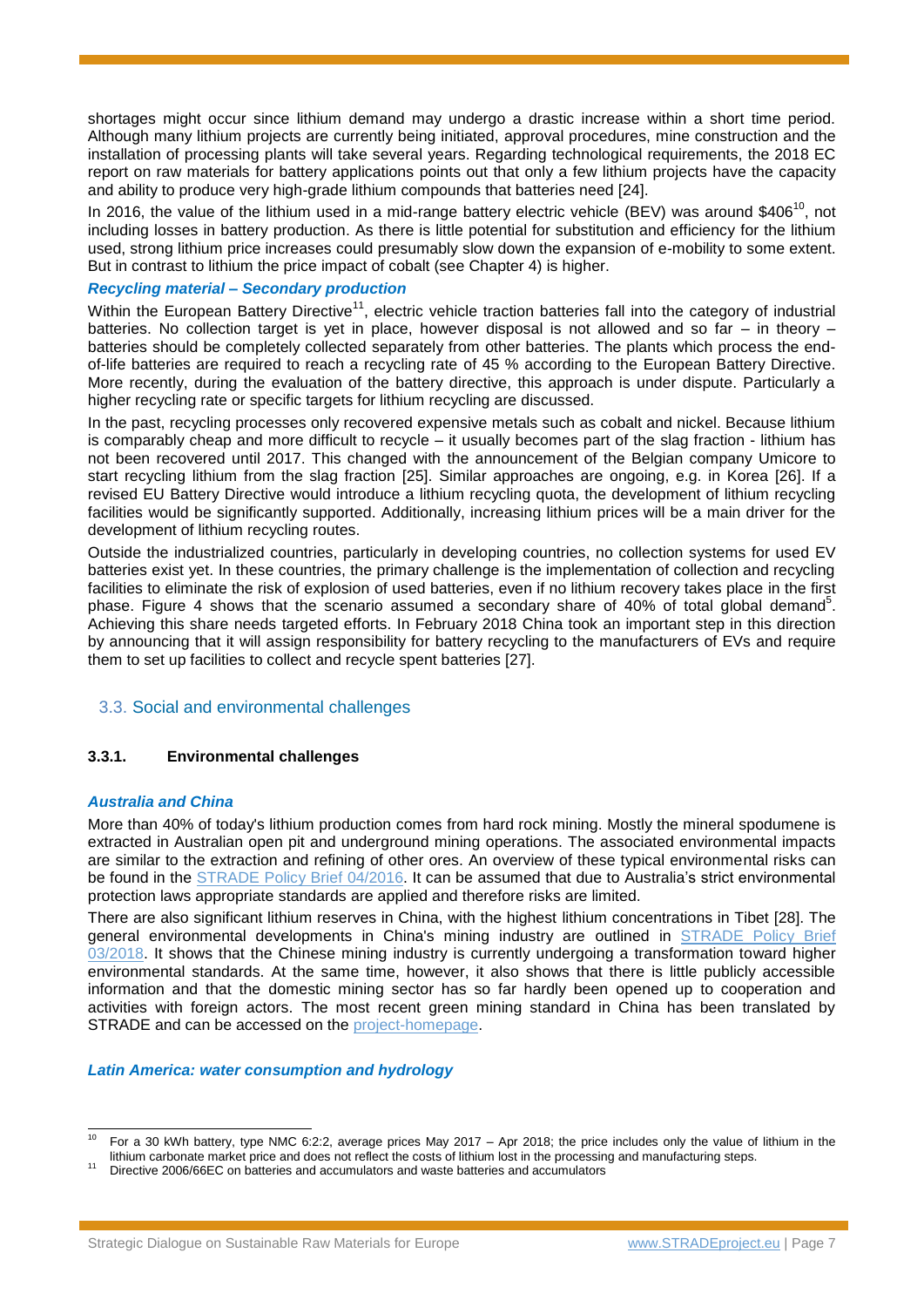shortages might occur since lithium demand may undergo a drastic increase within a short time period. Although many lithium projects are currently being initiated, approval procedures, mine construction and the installation of processing plants will take several years. Regarding technological requirements, the 2018 EC report on raw materials for battery applications points out that only a few lithium projects have the capacity and ability to produce very high-grade lithium compounds that batteries need [24].

In 2016, the value of the lithium used in a mid-range battery electric vehicle (BEV) was around $406[10], not including losses in battery production. As there is little potential for substitution and efficiency for the lithium used, strong lithium price increases could presumably slow down the expansion of e-mobility to some extent. But in contrast to lithium the price impact of cobalt (see Chapter 4) is higher.

***Recycling material – Secondary production***

Within the European Battery Directive[11], electric vehicle traction batteries fall into the category of industrial batteries. No collection target is yet in place, however disposal is not allowed and so far – in theory – batteries should be completely collected separately from other batteries. The plants which process the end-of-life batteries are required to reach a recycling rate of 45 % according to the European Battery Directive. More recently, during the evaluation of the battery directive, this approach is under dispute. Particularly a higher recycling rate or specific targets for lithium recycling are discussed.

In the past, recycling processes only recovered expensive metals such as cobalt and nickel. Because lithium is comparably cheap and more difficult to recycle – it usually becomes part of the slag fraction - lithium has not been recovered until 2017. This changed with the announcement of the Belgian company Umicore to start recycling lithium from the slag fraction [25]. Similar approaches are ongoing, e.g. in Korea [26]. If a revised EU Battery Directive would introduce a lithium recycling quota, the development of lithium recycling facilities would be significantly supported. Additionally, increasing lithium prices will be a main driver for the development of lithium recycling routes.

Outside the industrialized countries, particularly in developing countries, no collection systems for used EV batteries exist yet. In these countries, the primary challenge is the implementation of collection and recycling facilities to eliminate the risk of explosion of used batteries, even if no lithium recovery takes place in the first phase. Figure 4 shows that the scenario assumed a secondary share of 40% of total global demand[5]. Achieving this share needs targeted efforts. In February 2018 China took an important step in this direction by announcing that it will assign responsibility for battery recycling to the manufacturers of EVs and require them to set up facilities to collect and recycle spent batteries [27].

## 3.3. Social and environmental challenges

### 3.3.1. Environmental challenges

***Australia and China***

More than 40% of today's lithium production comes from hard rock mining. Mostly the mineral spodumene is extracted in Australian open pit and underground mining operations. The associated environmental impacts are similar to the extraction and refining of other ores. An overview of these typical environmental risks can be found in the STRADE Policy Brief 04/2016. It can be assumed that due to Australia's strict environmental protection laws appropriate standards are applied and therefore risks are limited.

There are also significant lithium reserves in China, with the highest lithium concentrations in Tibet [28]. The general environmental developments in China's mining industry are outlined in STRADE Policy Brief 03/2018. It shows that the Chinese mining industry is currently undergoing a transformation toward higher environmental standards. At the same time, however, it also shows that there is little publicly accessible information and that the domestic mining sector has so far hardly been opened up to cooperation and activities with foreign actors. The most recent green mining standard in China has been translated by STRADE and can be accessed on the project-homepage.

***Latin America: water consumption and hydrology***

---

[10] For a 30 kWh battery, type NMC 6:2:2, average prices May 2017 – Apr 2018; the price includes only the value of lithium in the lithium carbonate market price and does not reflect the costs of lithium lost in the processing and manufacturing steps.

[11] Directive 2006/66EC on batteries and accumulators and waste batteries and accumulators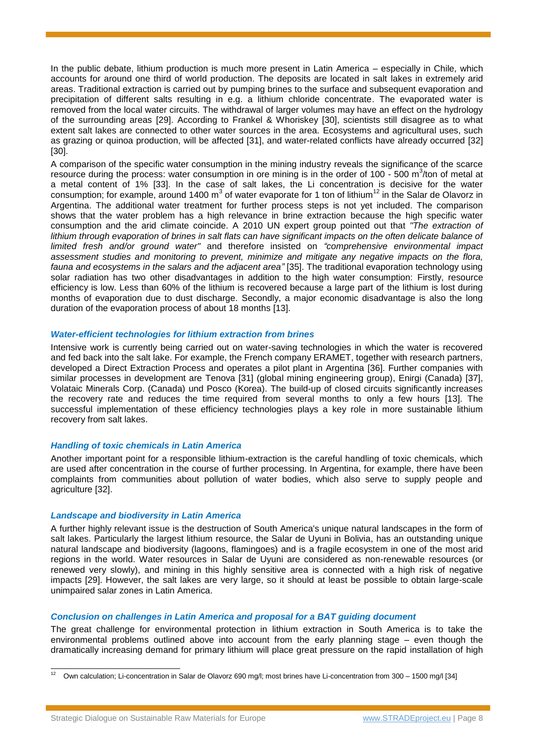In the public debate, lithium production is much more present in Latin America – especially in Chile, which accounts for around one third of world production. The deposits are located in salt lakes in extremely arid areas. Traditional extraction is carried out by pumping brines to the surface and subsequent evaporation and precipitation of different salts resulting in e.g. a lithium chloride concentrate. The evaporated water is removed from the local water circuits. The withdrawal of larger volumes may have an effect on the hydrology of the surrounding areas [29]. According to Frankel & Whoriskey [30], scientists still disagree as to what extent salt lakes are connected to other water sources in the area. Ecosystems and agricultural uses, such as grazing or quinoa production, will be affected [31], and water-related conflicts have already occurred [32] [30].

A comparison of the specific water consumption in the mining industry reveals the significance of the scarce resource during the process: water consumption in ore mining is in the order of 100 - 500 $m^3$/ton of metal at a metal content of 1% [33]. In the case of salt lakes, the Li concentration is decisive for the water consumption; for example, around 1400 $m^3$ of water evaporate for 1 ton of lithium[12] in the Salar de Olavorz in Argentina. The additional water treatment for further process steps is not yet included. The comparison shows that the water problem has a high relevance in brine extraction because the high specific water consumption and the arid climate coincide. A 2010 UN expert group pointed out that *"The extraction of lithium through evaporation of brines in salt flats can have significant impacts on the often delicate balance of limited fresh and/or ground water"* and therefore insisted on *"comprehensive environmental impact assessment studies and monitoring to prevent, minimize and mitigate any negative impacts on the flora, fauna and ecosystems in the salars and the adjacent area"* [35]. The traditional evaporation technology using solar radiation has two other disadvantages in addition to the high water consumption: Firstly, resource efficiency is low. Less than 60% of the lithium is recovered because a large part of the lithium is lost during months of evaporation due to dust discharge. Secondly, a major economic disadvantage is also the long duration of the evaporation process of about 18 months [13].

### *Water-efficient technologies for lithium extraction from brines*

Intensive work is currently being carried out on water-saving technologies in which the water is recovered and fed back into the salt lake. For example, the French company ERAMET, together with research partners, developed a Direct Extraction Process and operates a pilot plant in Argentina [36]. Further companies with similar processes in development are Tenova [31] (global mining engineering group), Enirgi (Canada) [37], Volataic Minerals Corp. (Canada) und Posco (Korea). The build-up of closed circuits significantly increases the recovery rate and reduces the time required from several months to only a few hours [13]. The successful implementation of these efficiency technologies plays a key role in more sustainable lithium recovery from salt lakes.

### *Handling of toxic chemicals in Latin America*

Another important point for a responsible lithium-extraction is the careful handling of toxic chemicals, which are used after concentration in the course of further processing. In Argentina, for example, there have been complaints from communities about pollution of water bodies, which also serve to supply people and agriculture [32].

### *Landscape and biodiversity in Latin America*

A further highly relevant issue is the destruction of South America's unique natural landscapes in the form of salt lakes. Particularly the largest lithium resource, the Salar de Uyuni in Bolivia, has an outstanding unique natural landscape and biodiversity (lagoons, flamingoes) and is a fragile ecosystem in one of the most arid regions in the world. Water resources in Salar de Uyuni are considered as non-renewable resources (or renewed very slowly), and mining in this highly sensitive area is connected with a high risk of negative impacts [29]. However, the salt lakes are very large, so it should at least be possible to obtain large-scale unimpaired salar zones in Latin America.

### *Conclusion on challenges in Latin America and proposal for a BAT guiding document*

The great challenge for environmental protection in lithium extraction in South America is to take the environmental problems outlined above into account from the early planning stage – even though the dramatically increasing demand for primary lithium will place great pressure on the rapid installation of high

---

[12] Own calculation; Li-concentration in Salar de Olavorz 690 mg/l; most brines have Li-concentration from 300 – 1500 mg/l [34]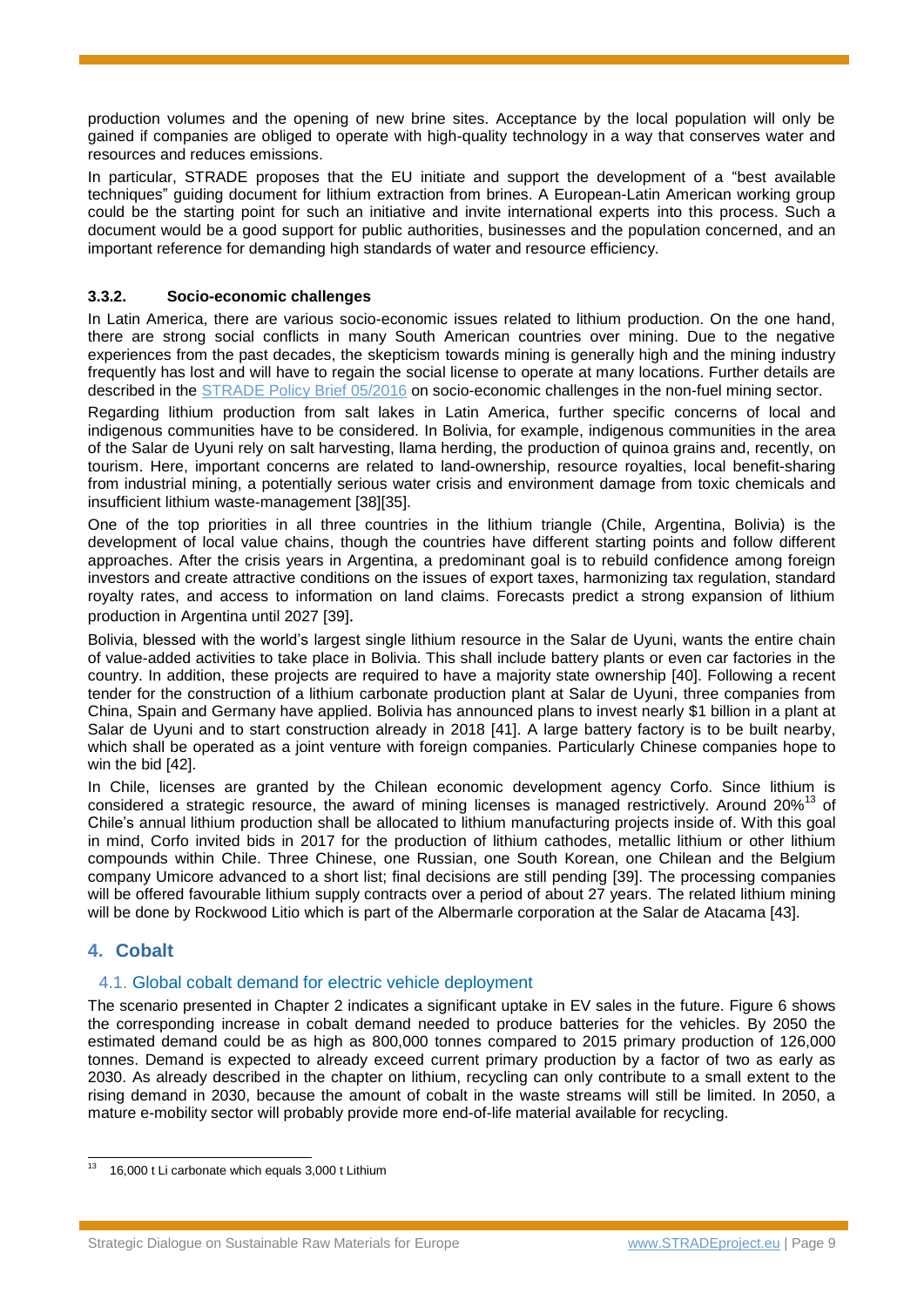production volumes and the opening of new brine sites. Acceptance by the local population will only be gained if companies are obliged to operate with high-quality technology in a way that conserves water and resources and reduces emissions.

In particular, STRADE proposes that the EU initiate and support the development of a "best available techniques" guiding document for lithium extraction from brines. A European-Latin American working group could be the starting point for such an initiative and invite international experts into this process. Such a document would be a good support for public authorities, businesses and the population concerned, and an important reference for demanding high standards of water and resource efficiency.

#### 3.3.2. Socio-economic challenges

In Latin America, there are various socio-economic issues related to lithium production. On the one hand, there are strong social conflicts in many South American countries over mining. Due to the negative experiences from the past decades, the skepticism towards mining is generally high and the mining industry frequently has lost and will have to regain the social license to operate at many locations. Further details are described in the STRADE Policy Brief 05/2016 on socio-economic challenges in the non-fuel mining sector.

Regarding lithium production from salt lakes in Latin America, further specific concerns of local and indigenous communities have to be considered. In Bolivia, for example, indigenous communities in the area of the Salar de Uyuni rely on salt harvesting, llama herding, the production of quinoa grains and, recently, on tourism. Here, important concerns are related to land-ownership, resource royalties, local benefit-sharing from industrial mining, a potentially serious water crisis and environment damage from toxic chemicals and insufficient lithium waste-management [38][35].

One of the top priorities in all three countries in the lithium triangle (Chile, Argentina, Bolivia) is the development of local value chains, though the countries have different starting points and follow different approaches. After the crisis years in Argentina, a predominant goal is to rebuild confidence among foreign investors and create attractive conditions on the issues of export taxes, harmonizing tax regulation, standard royalty rates, and access to information on land claims. Forecasts predict a strong expansion of lithium production in Argentina until 2027 [39].

Bolivia, blessed with the world's largest single lithium resource in the Salar de Uyuni, wants the entire chain of value-added activities to take place in Bolivia. This shall include battery plants or even car factories in the country. In addition, these projects are required to have a majority state ownership [40]. Following a recent tender for the construction of a lithium carbonate production plant at Salar de Uyuni, three companies from China, Spain and Germany have applied. Bolivia has announced plans to invest nearly $1 billion in a plant at Salar de Uyuni and to start construction already in 2018 [41]. A large battery factory is to be built nearby, which shall be operated as a joint venture with foreign companies. Particularly Chinese companies hope to win the bid [42].

In Chile, licenses are granted by the Chilean economic development agency Corfo. Since lithium is considered a strategic resource, the award of mining licenses is managed restrictively. Around 20%[13] of Chile's annual lithium production shall be allocated to lithium manufacturing projects inside of. With this goal in mind, Corfo invited bids in 2017 for the production of lithium cathodes, metallic lithium or other lithium compounds within Chile. Three Chinese, one Russian, one South Korean, one Chilean and the Belgium company Umicore advanced to a short list; final decisions are still pending [39]. The processing companies will be offered favourable lithium supply contracts over a period of about 27 years. The related lithium mining will be done by Rockwood Litio which is part of the Albermarle corporation at the Salar de Atacama [43].

## 4. Cobalt

### 4.1. Global cobalt demand for electric vehicle deployment

The scenario presented in Chapter 2 indicates a significant uptake in EV sales in the future. Figure 6 shows the corresponding increase in cobalt demand needed to produce batteries for the vehicles. By 2050 the estimated demand could be as high as 800,000 tonnes compared to 2015 primary production of 126,000 tonnes. Demand is expected to already exceed current primary production by a factor of two as early as 2030. As already described in the chapter on lithium, recycling can only contribute to a small extent to the rising demand in 2030, because the amount of cobalt in the waste streams will still be limited. In 2050, a mature e-mobility sector will probably provide more end-of-life material available for recycling.

---

[13] 16,000 t Li carbonate which equals 3,000 t Lithium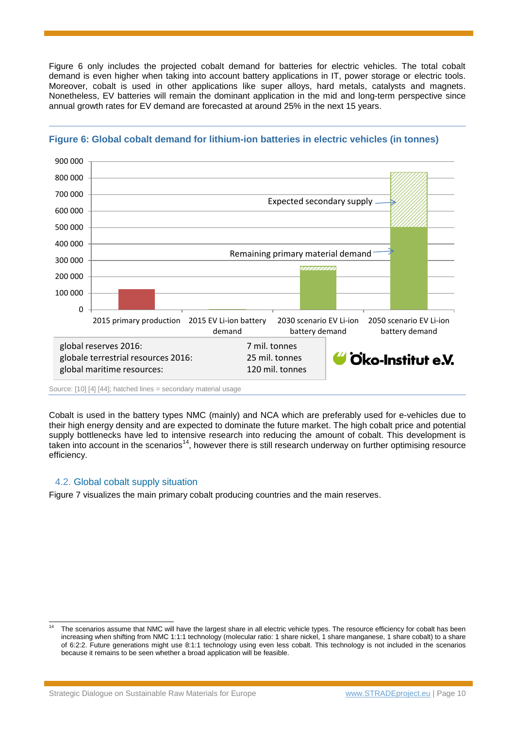Figure 6 only includes the projected cobalt demand for batteries for electric vehicles. The total cobalt demand is even higher when taking into account battery applications in IT, power storage or electric tools. Moreover, cobalt is used in other applications like super alloys, hard metals, catalysts and magnets. Nonetheless, EV batteries will remain the dominant application in the mid and long-term perspective since annual growth rates for EV demand are forecasted at around 25% in the next 15 years.

**Figure 6: Global cobalt demand for lithium-ion batteries in electric vehicles (in tonnes)**

| | |
|---|---|
| global reserves 2016: | 7 mil. tonnes |
| globale terrestrial resources 2016: | 25 mil. tonnes |
| global maritime resources: | 120 mil. tonnes |

Source: [10] [4] [44]; hatched lines = secondary material usage

Cobalt is used in the battery types NMC (mainly) and NCA which are preferably used for e-vehicles due to their high energy density and are expected to dominate the future market. The high cobalt price and potential supply bottlenecks have led to intensive research into reducing the amount of cobalt. This development is taken into account in the scenarios[14], however there is still research underway on further optimising resource efficiency.

## 4.2. Global cobalt supply situation

Figure 7 visualizes the main primary cobalt producing countries and the main reserves.

[14] The scenarios assume that NMC will have the largest share in all electric vehicle types. The resource efficiency for cobalt has been increasing when shifting from NMC 1:1:1 technology (molecular ratio: 1 share nickel, 1 share manganese, 1 share cobalt) to a share of 6:2:2. Future generations might use 8:1:1 technology using even less cobalt. This technology is not included in the scenarios because it remains to be seen whether a broad application will be feasible.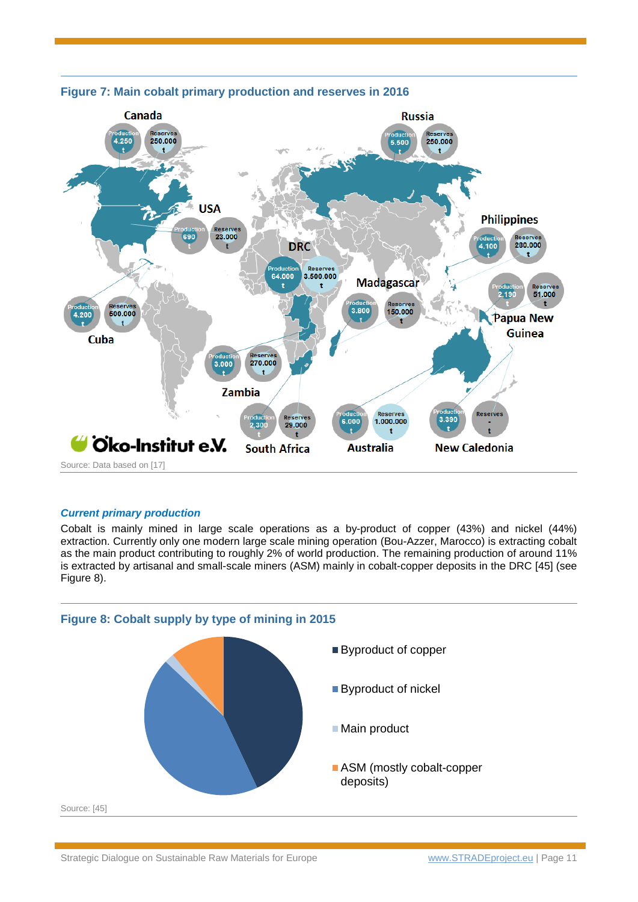**Figure 7: Main cobalt primary production and reserves in 2016**

Source: Data based on [17]

### *Current primary production*

Cobalt is mainly mined in large scale operations as a by-product of copper (43%) and nickel (44%) extraction. Currently only one modern large scale mining operation (Bou-Azzer, Marocco) is extracting cobalt as the main product contributing to roughly 2% of world production. The remaining production of around 11% is extracted by artisanal and small-scale miners (ASM) mainly in cobalt-copper deposits in the DRC [45] (see Figure 8).

**Figure 8: Cobalt supply by type of mining in 2015**

Source: [45]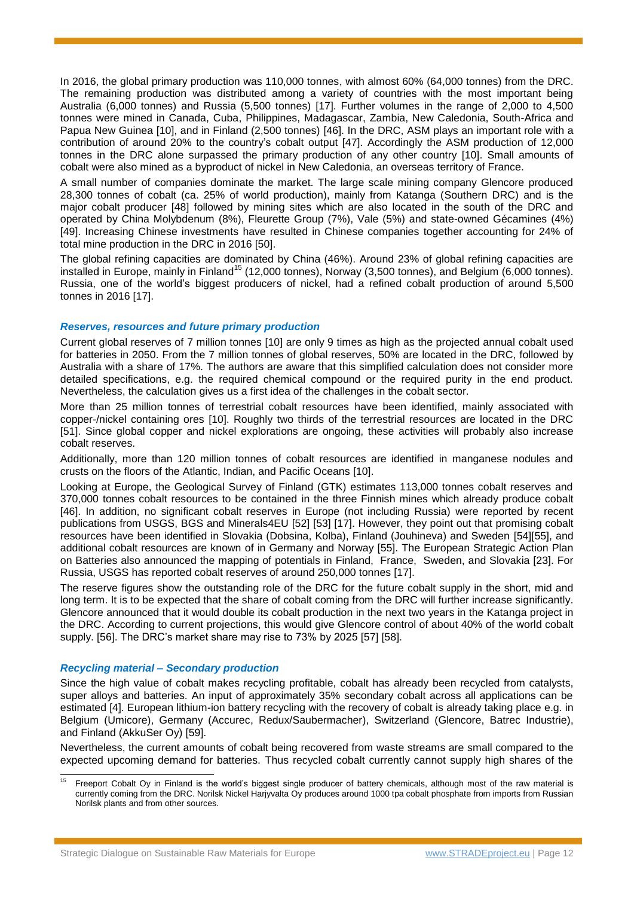In 2016, the global primary production was 110,000 tonnes, with almost 60% (64,000 tonnes) from the DRC. The remaining production was distributed among a variety of countries with the most important being Australia (6,000 tonnes) and Russia (5,500 tonnes) [17]. Further volumes in the range of 2,000 to 4,500 tonnes were mined in Canada, Cuba, Philippines, Madagascar, Zambia, New Caledonia, South-Africa and Papua New Guinea [10], and in Finland (2,500 tonnes) [46]. In the DRC, ASM plays an important role with a contribution of around 20% to the country's cobalt output [47]. Accordingly the ASM production of 12,000 tonnes in the DRC alone surpassed the primary production of any other country [10]. Small amounts of cobalt were also mined as a byproduct of nickel in New Caledonia, an overseas territory of France.

A small number of companies dominate the market. The large scale mining company Glencore produced 28,300 tonnes of cobalt (ca. 25% of world production), mainly from Katanga (Southern DRC) and is the major cobalt producer [48] followed by mining sites which are also located in the south of the DRC and operated by China Molybdenum (8%), Fleurette Group (7%), Vale (5%) and state-owned Gécamines (4%) [49]. Increasing Chinese investments have resulted in Chinese companies together accounting for 24% of total mine production in the DRC in 2016 [50].

The global refining capacities are dominated by China (46%). Around 23% of global refining capacities are installed in Europe, mainly in Finland[15] (12,000 tonnes), Norway (3,500 tonnes), and Belgium (6,000 tonnes). Russia, one of the world's biggest producers of nickel, had a refined cobalt production of around 5,500 tonnes in 2016 [17].

### *Reserves, resources and future primary production*

Current global reserves of 7 million tonnes [10] are only 9 times as high as the projected annual cobalt used for batteries in 2050. From the 7 million tonnes of global reserves, 50% are located in the DRC, followed by Australia with a share of 17%. The authors are aware that this simplified calculation does not consider more detailed specifications, e.g. the required chemical compound or the required purity in the end product. Nevertheless, the calculation gives us a first idea of the challenges in the cobalt sector.

More than 25 million tonnes of terrestrial cobalt resources have been identified, mainly associated with copper-/nickel containing ores [10]. Roughly two thirds of the terrestrial resources are located in the DRC [51]. Since global copper and nickel explorations are ongoing, these activities will probably also increase cobalt reserves.

Additionally, more than 120 million tonnes of cobalt resources are identified in manganese nodules and crusts on the floors of the Atlantic, Indian, and Pacific Oceans [10].

Looking at Europe, the Geological Survey of Finland (GTK) estimates 113,000 tonnes cobalt reserves and 370,000 tonnes cobalt resources to be contained in the three Finnish mines which already produce cobalt [46]. In addition, no significant cobalt reserves in Europe (not including Russia) were reported by recent publications from USGS, BGS and Minerals4EU [52] [53] [17]. However, they point out that promising cobalt resources have been identified in Slovakia (Dobsina, Kolba), Finland (Jouhineva) and Sweden [54][55], and additional cobalt resources are known of in Germany and Norway [55]. The European Strategic Action Plan on Batteries also announced the mapping of potentials in Finland, France, Sweden, and Slovakia [23]. For Russia, USGS has reported cobalt reserves of around 250,000 tonnes [17].

The reserve figures show the outstanding role of the DRC for the future cobalt supply in the short, mid and long term. It is to be expected that the share of cobalt coming from the DRC will further increase significantly. Glencore announced that it would double its cobalt production in the next two years in the Katanga project in the DRC. According to current projections, this would give Glencore control of about 40% of the world cobalt supply. [56]. The DRC's market share may rise to 73% by 2025 [57] [58].

### *Recycling material – Secondary production*

Since the high value of cobalt makes recycling profitable, cobalt has already been recycled from catalysts, super alloys and batteries. An input of approximately 35% secondary cobalt across all applications can be estimated [4]. European lithium-ion battery recycling with the recovery of cobalt is already taking place e.g. in Belgium (Umicore), Germany (Accurec, Redux/Saubermacher), Switzerland (Glencore, Batrec Industrie), and Finland (AkkuSer Oy) [59].

Nevertheless, the current amounts of cobalt being recovered from waste streams are small compared to the expected upcoming demand for batteries. Thus recycled cobalt currently cannot supply high shares of the

---

[15] Freeport Cobalt Oy in Finland is the world's biggest single producer of battery chemicals, although most of the raw material is currently coming from the DRC. Norilsk Nickel Harjyvalta Oy produces around 1000 tpa cobalt phosphate from imports from Russian Norilsk plants and from other sources.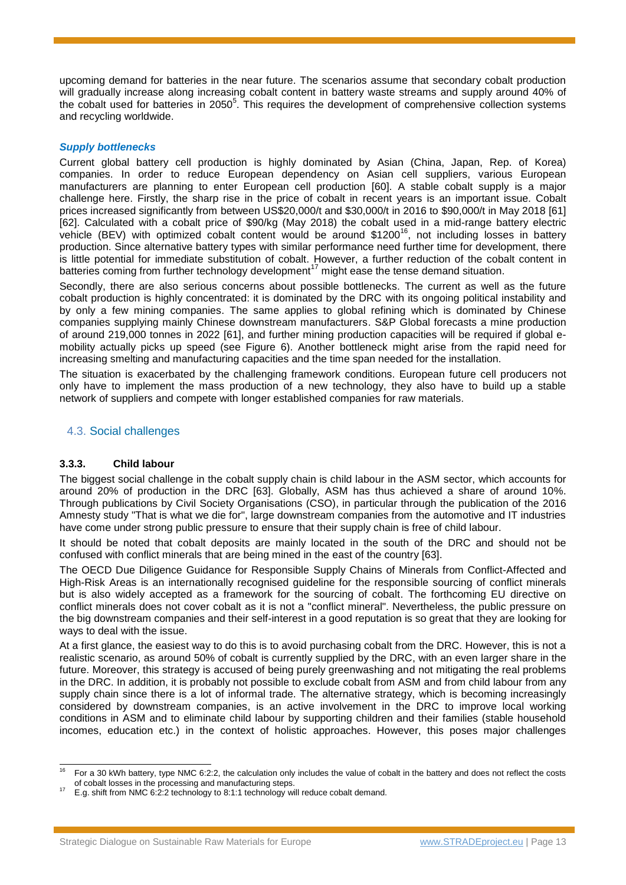upcoming demand for batteries in the near future. The scenarios assume that secondary cobalt production will gradually increase along increasing cobalt content in battery waste streams and supply around 40% of the cobalt used for batteries in 2050[5]. This requires the development of comprehensive collection systems and recycling worldwide.

***Supply bottlenecks***

Current global battery cell production is highly dominated by Asian (China, Japan, Rep. of Korea) companies. In order to reduce European dependency on Asian cell suppliers, various European manufacturers are planning to enter European cell production [60]. A stable cobalt supply is a major challenge here. Firstly, the sharp rise in the price of cobalt in recent years is an important issue. Cobalt prices increased significantly from between US$20,000/t and $30,000/t in 2016 to $90,000/t in May 2018 [61] [62]. Calculated with a cobalt price of $90/kg (May 2018) the cobalt used in a mid-range battery electric vehicle (BEV) with optimized cobalt content would be around $1200[16], not including losses in battery production. Since alternative battery types with similar performance need further time for development, there is little potential for immediate substitution of cobalt. However, a further reduction of the cobalt content in batteries coming from further technology development[17] might ease the tense demand situation.

Secondly, there are also serious concerns about possible bottlenecks. The current as well as the future cobalt production is highly concentrated: it is dominated by the DRC with its ongoing political instability and by only a few mining companies. The same applies to global refining which is dominated by Chinese companies supplying mainly Chinese downstream manufacturers. S&P Global forecasts a mine production of around 219,000 tonnes in 2022 [61], and further mining production capacities will be required if global e-mobility actually picks up speed (see Figure 6). Another bottleneck might arise from the rapid need for increasing smelting and manufacturing capacities and the time span needed for the installation.

The situation is exacerbated by the challenging framework conditions. European future cell producers not only have to implement the mass production of a new technology, they also have to build up a stable network of suppliers and compete with longer established companies for raw materials.

## 4.3. Social challenges

### 3.3.3. Child labour

The biggest social challenge in the cobalt supply chain is child labour in the ASM sector, which accounts for around 20% of production in the DRC [63]. Globally, ASM has thus achieved a share of around 10%. Through publications by Civil Society Organisations (CSO), in particular through the publication of the 2016 Amnesty study "That is what we die for", large downstream companies from the automotive and IT industries have come under strong public pressure to ensure that their supply chain is free of child labour.

It should be noted that cobalt deposits are mainly located in the south of the DRC and should not be confused with conflict minerals that are being mined in the east of the country [63].

The OECD Due Diligence Guidance for Responsible Supply Chains of Minerals from Conflict-Affected and High-Risk Areas is an internationally recognised guideline for the responsible sourcing of conflict minerals but is also widely accepted as a framework for the sourcing of cobalt. The forthcoming EU directive on conflict minerals does not cover cobalt as it is not a "conflict mineral". Nevertheless, the public pressure on the big downstream companies and their self-interest in a good reputation is so great that they are looking for ways to deal with the issue.

At a first glance, the easiest way to do this is to avoid purchasing cobalt from the DRC. However, this is not a realistic scenario, as around 50% of cobalt is currently supplied by the DRC, with an even larger share in the future. Moreover, this strategy is accused of being purely greenwashing and not mitigating the real problems in the DRC. In addition, it is probably not possible to exclude cobalt from ASM and from child labour from any supply chain since there is a lot of informal trade. The alternative strategy, which is becoming increasingly considered by downstream companies, is an active involvement in the DRC to improve local working conditions in ASM and to eliminate child labour by supporting children and their families (stable household incomes, education etc.) in the context of holistic approaches. However, this poses major challenges

---

[16] For a 30 kWh battery, type NMC 6:2:2, the calculation only includes the value of cobalt in the battery and does not reflect the costs of cobalt losses in the processing and manufacturing steps.

[17] E.g. shift from NMC 6:2:2 technology to 8:1:1 technology will reduce cobalt demand.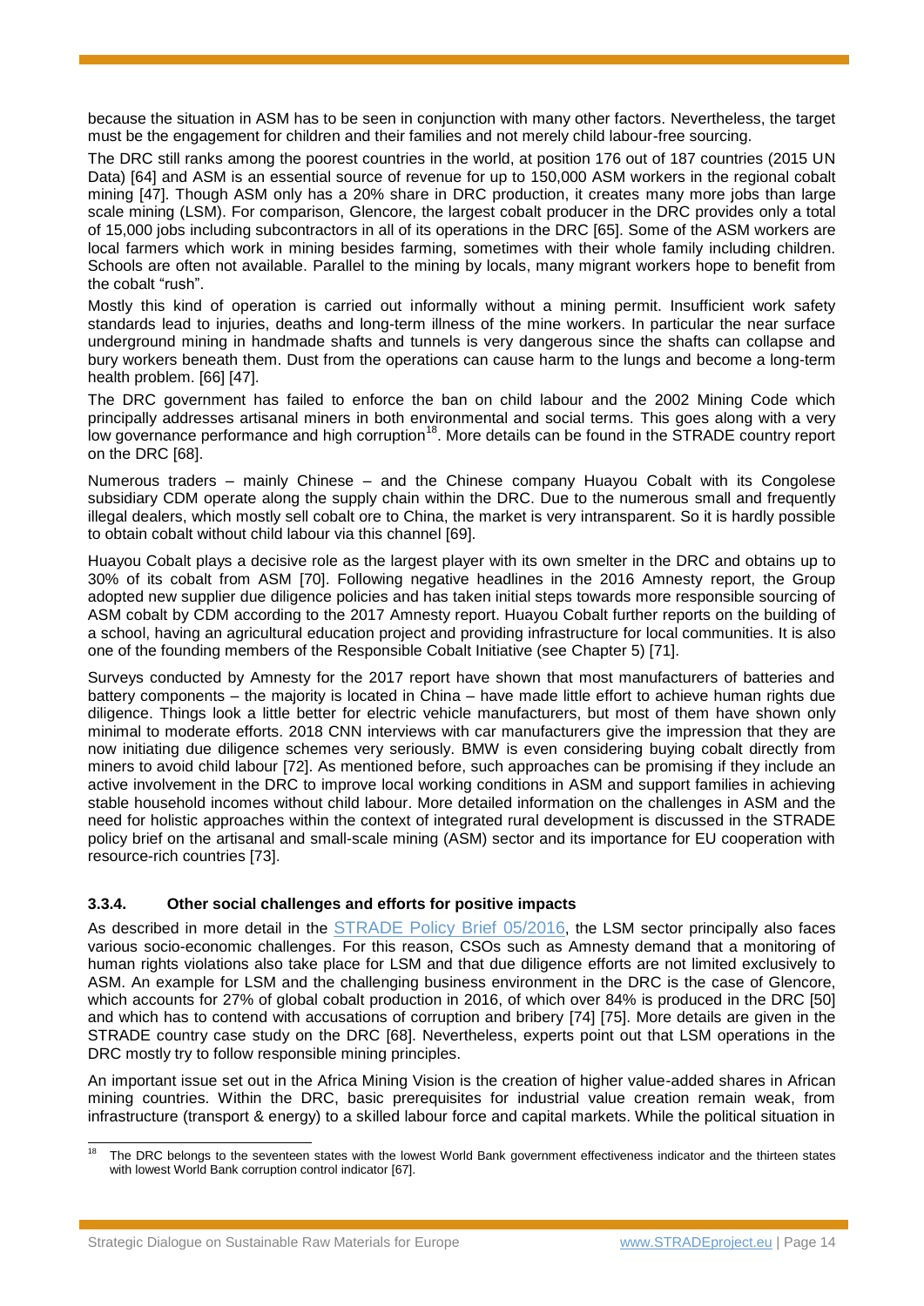because the situation in ASM has to be seen in conjunction with many other factors. Nevertheless, the target must be the engagement for children and their families and not merely child labour-free sourcing.

The DRC still ranks among the poorest countries in the world, at position 176 out of 187 countries (2015 UN Data) [64] and ASM is an essential source of revenue for up to 150,000 ASM workers in the regional cobalt mining [47]. Though ASM only has a 20% share in DRC production, it creates many more jobs than large scale mining (LSM). For comparison, Glencore, the largest cobalt producer in the DRC provides only a total of 15,000 jobs including subcontractors in all of its operations in the DRC [65]. Some of the ASM workers are local farmers which work in mining besides farming, sometimes with their whole family including children. Schools are often not available. Parallel to the mining by locals, many migrant workers hope to benefit from the cobalt "rush".

Mostly this kind of operation is carried out informally without a mining permit. Insufficient work safety standards lead to injuries, deaths and long-term illness of the mine workers. In particular the near surface underground mining in handmade shafts and tunnels is very dangerous since the shafts can collapse and bury workers beneath them. Dust from the operations can cause harm to the lungs and become a long-term health problem. [66] [47].

The DRC government has failed to enforce the ban on child labour and the 2002 Mining Code which principally addresses artisanal miners in both environmental and social terms. This goes along with a very low governance performance and high corruption[18]. More details can be found in the STRADE country report on the DRC [68].

Numerous traders – mainly Chinese – and the Chinese company Huayou Cobalt with its Congolese subsidiary CDM operate along the supply chain within the DRC. Due to the numerous small and frequently illegal dealers, which mostly sell cobalt ore to China, the market is very intransparent. So it is hardly possible to obtain cobalt without child labour via this channel [69].

Huayou Cobalt plays a decisive role as the largest player with its own smelter in the DRC and obtains up to 30% of its cobalt from ASM [70]. Following negative headlines in the 2016 Amnesty report, the Group adopted new supplier due diligence policies and has taken initial steps towards more responsible sourcing of ASM cobalt by CDM according to the 2017 Amnesty report. Huayou Cobalt further reports on the building of a school, having an agricultural education project and providing infrastructure for local communities. It is also one of the founding members of the Responsible Cobalt Initiative (see Chapter 5) [71].

Surveys conducted by Amnesty for the 2017 report have shown that most manufacturers of batteries and battery components – the majority is located in China – have made little effort to achieve human rights due diligence. Things look a little better for electric vehicle manufacturers, but most of them have shown only minimal to moderate efforts. 2018 CNN interviews with car manufacturers give the impression that they are now initiating due diligence schemes very seriously. BMW is even considering buying cobalt directly from miners to avoid child labour [72]. As mentioned before, such approaches can be promising if they include an active involvement in the DRC to improve local working conditions in ASM and support families in achieving stable household incomes without child labour. More detailed information on the challenges in ASM and the need for holistic approaches within the context of integrated rural development is discussed in the STRADE policy brief on the artisanal and small-scale mining (ASM) sector and its importance for EU cooperation with resource-rich countries [73].

#### 3.3.4. Other social challenges and efforts for positive impacts

As described in more detail in the STRADE Policy Brief 05/2016, the LSM sector principally also faces various socio-economic challenges. For this reason, CSOs such as Amnesty demand that a monitoring of human rights violations also take place for LSM and that due diligence efforts are not limited exclusively to ASM. An example for LSM and the challenging business environment in the DRC is the case of Glencore, which accounts for 27% of global cobalt production in 2016, of which over 84% is produced in the DRC [50] and which has to contend with accusations of corruption and bribery [74] [75]. More details are given in the STRADE country case study on the DRC [68]. Nevertheless, experts point out that LSM operations in the DRC mostly try to follow responsible mining principles.

An important issue set out in the Africa Mining Vision is the creation of higher value-added shares in African mining countries. Within the DRC, basic prerequisites for industrial value creation remain weak, from infrastructure (transport & energy) to a skilled labour force and capital markets. While the political situation in

---

[18] The DRC belongs to the seventeen states with the lowest World Bank government effectiveness indicator and the thirteen states with lowest World Bank corruption control indicator [67].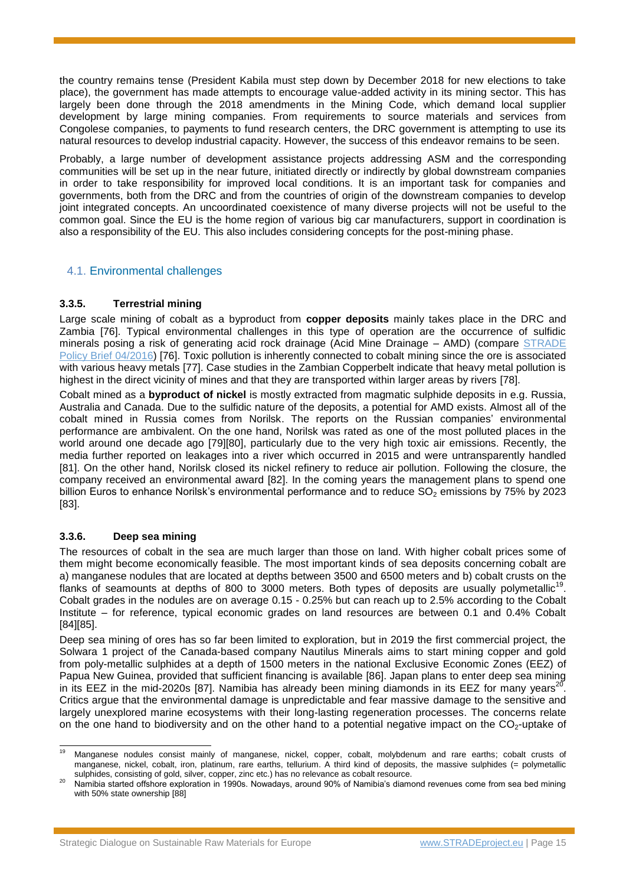the country remains tense (President Kabila must step down by December 2018 for new elections to take place), the government has made attempts to encourage value-added activity in its mining sector. This has largely been done through the 2018 amendments in the Mining Code, which demand local supplier development by large mining companies. From requirements to source materials and services from Congolese companies, to payments to fund research centers, the DRC government is attempting to use its natural resources to develop industrial capacity. However, the success of this endeavor remains to be seen.

Probably, a large number of development assistance projects addressing ASM and the corresponding communities will be set up in the near future, initiated directly or indirectly by global downstream companies in order to take responsibility for improved local conditions. It is an important task for companies and governments, both from the DRC and from the countries of origin of the downstream companies to develop joint integrated concepts. An uncoordinated coexistence of many diverse projects will not be useful to the common goal. Since the EU is the home region of various big car manufacturers, support in coordination is also a responsibility of the EU. This also includes considering concepts for the post-mining phase.

## 4.1. Environmental challenges

### 3.3.5. Terrestrial mining

Large scale mining of cobalt as a byproduct from **copper deposits** mainly takes place in the DRC and Zambia [76]. Typical environmental challenges in this type of operation are the occurrence of sulfidic minerals posing a risk of generating acid rock drainage (Acid Mine Drainage – AMD) (compare STRADE Policy Brief 04/2016) [76]. Toxic pollution is inherently connected to cobalt mining since the ore is associated with various heavy metals [77]. Case studies in the Zambian Copperbelt indicate that heavy metal pollution is highest in the direct vicinity of mines and that they are transported within larger areas by rivers [78].

Cobalt mined as a **byproduct of nickel** is mostly extracted from magmatic sulphide deposits in e.g. Russia, Australia and Canada. Due to the sulfidic nature of the deposits, a potential for AMD exists. Almost all of the cobalt mined in Russia comes from Norilsk. The reports on the Russian companies' environmental performance are ambivalent. On the one hand, Norilsk was rated as one of the most polluted places in the world around one decade ago [79][80], particularly due to the very high toxic air emissions. Recently, the media further reported on leakages into a river which occurred in 2015 and were untransparently handled [81]. On the other hand, Norilsk closed its nickel refinery to reduce air pollution. Following the closure, the company received an environmental award [82]. In the coming years the management plans to spend one billion Euros to enhance Norilsk's environmental performance and to reduce $SO_2$ emissions by 75% by 2023 [83].

### 3.3.6. Deep sea mining

The resources of cobalt in the sea are much larger than those on land. With higher cobalt prices some of them might become economically feasible. The most important kinds of sea deposits concerning cobalt are a) manganese nodules that are located at depths between 3500 and 6500 meters and b) cobalt crusts on the flanks of seamounts at depths of 800 to 3000 meters. Both types of deposits are usually polymetallic[19]. Cobalt grades in the nodules are on average 0.15 - 0.25% but can reach up to 2.5% according to the Cobalt Institute – for reference, typical economic grades on land resources are between 0.1 and 0.4% Cobalt [84][85].

Deep sea mining of ores has so far been limited to exploration, but in 2019 the first commercial project, the Solwara 1 project of the Canada-based company Nautilus Minerals aims to start mining copper and gold from poly-metallic sulphides at a depth of 1500 meters in the national Exclusive Economic Zones (EEZ) of Papua New Guinea, provided that sufficient financing is available [86]. Japan plans to enter deep sea mining in its EEZ in the mid-2020s [87]. Namibia has already been mining diamonds in its EEZ for many years[20]. Critics argue that the environmental damage is unpredictable and fear massive damage to the sensitive and largely unexplored marine ecosystems with their long-lasting regeneration processes. The concerns relate on the one hand to biodiversity and on the other hand to a potential negative impact on the $CO_2$-uptake of

---

[19] Manganese nodules consist mainly of manganese, nickel, copper, cobalt, molybdenum and rare earths; cobalt crusts of manganese, nickel, cobalt, iron, platinum, rare earths, tellurium. A third kind of deposits, the massive sulphides (= polymetallic sulphides, consisting of gold, silver, copper, zinc etc.) has no relevance as cobalt resource.

[20] Namibia started offshore exploration in 1990s. Nowadays, around 90% of Namibia's diamond revenues come from sea bed mining with 50% state ownership [88]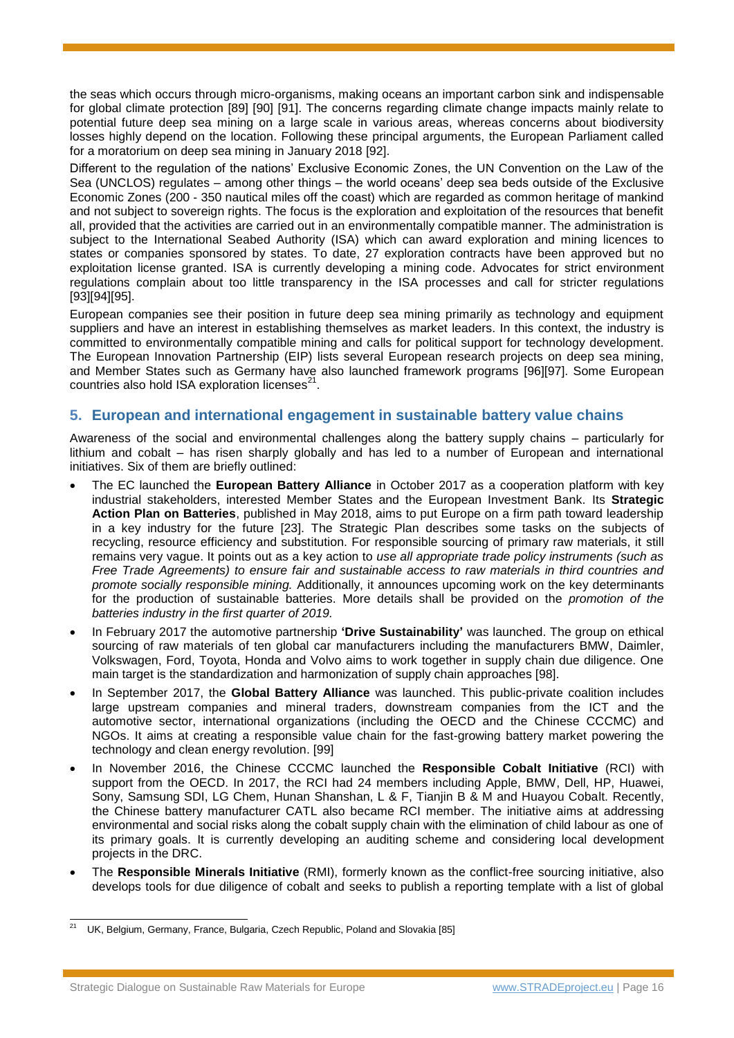the seas which occurs through micro-organisms, making oceans an important carbon sink and indispensable for global climate protection [89] [90] [91]. The concerns regarding climate change impacts mainly relate to potential future deep sea mining on a large scale in various areas, whereas concerns about biodiversity losses highly depend on the location. Following these principal arguments, the European Parliament called for a moratorium on deep sea mining in January 2018 [92].

Different to the regulation of the nations' Exclusive Economic Zones, the UN Convention on the Law of the Sea (UNCLOS) regulates – among other things – the world oceans' deep sea beds outside of the Exclusive Economic Zones (200 - 350 nautical miles off the coast) which are regarded as common heritage of mankind and not subject to sovereign rights. The focus is the exploration and exploitation of the resources that benefit all, provided that the activities are carried out in an environmentally compatible manner. The administration is subject to the International Seabed Authority (ISA) which can award exploration and mining licences to states or companies sponsored by states. To date, 27 exploration contracts have been approved but no exploitation license granted. ISA is currently developing a mining code. Advocates for strict environment regulations complain about too little transparency in the ISA processes and call for stricter regulations [93][94][95].

European companies see their position in future deep sea mining primarily as technology and equipment suppliers and have an interest in establishing themselves as market leaders. In this context, the industry is committed to environmentally compatible mining and calls for political support for technology development. The European Innovation Partnership (EIP) lists several European research projects on deep sea mining, and Member States such as Germany have also launched framework programs [96][97]. Some European countries also hold ISA exploration licenses[21].

## 5. European and international engagement in sustainable battery value chains

Awareness of the social and environmental challenges along the battery supply chains – particularly for lithium and cobalt – has risen sharply globally and has led to a number of European and international initiatives. Six of them are briefly outlined:

- The EC launched the **European Battery Alliance** in October 2017 as a cooperation platform with key industrial stakeholders, interested Member States and the European Investment Bank. Its **Strategic Action Plan on Batteries**, published in May 2018, aims to put Europe on a firm path toward leadership in a key industry for the future [23]. The Strategic Plan describes some tasks on the subjects of recycling, resource efficiency and substitution. For responsible sourcing of primary raw materials, it still remains very vague. It points out as a key action to *use all appropriate trade policy instruments (such as Free Trade Agreements) to ensure fair and sustainable access to raw materials in third countries and promote socially responsible mining.* Additionally, it announces upcoming work on the key determinants for the production of sustainable batteries. More details shall be provided on the *promotion of the batteries industry in the first quarter of 2019.*
- In February 2017 the automotive partnership **'Drive Sustainability'** was launched. The group on ethical sourcing of raw materials of ten global car manufacturers including the manufacturers BMW, Daimler, Volkswagen, Ford, Toyota, Honda and Volvo aims to work together in supply chain due diligence. One main target is the standardization and harmonization of supply chain approaches [98].
- In September 2017, the **Global Battery Alliance** was launched. This public-private coalition includes large upstream companies and mineral traders, downstream companies from the ICT and the automotive sector, international organizations (including the OECD and the Chinese CCCMC) and NGOs. It aims at creating a responsible value chain for the fast-growing battery market powering the technology and clean energy revolution. [99]
- In November 2016, the Chinese CCCMC launched the **Responsible Cobalt Initiative** (RCI) with support from the OECD. In 2017, the RCI had 24 members including Apple, BMW, Dell, HP, Huawei, Sony, Samsung SDI, LG Chem, Hunan Shanshan, L & F, Tianjin B & M and Huayou Cobalt. Recently, the Chinese battery manufacturer CATL also became RCI member. The initiative aims at addressing environmental and social risks along the cobalt supply chain with the elimination of child labour as one of its primary goals. It is currently developing an auditing scheme and considering local development projects in the DRC.
- The **Responsible Minerals Initiative** (RMI), formerly known as the conflict-free sourcing initiative, also develops tools for due diligence of cobalt and seeks to publish a reporting template with a list of global

---

[21] UK, Belgium, Germany, France, Bulgaria, Czech Republic, Poland and Slovakia [85]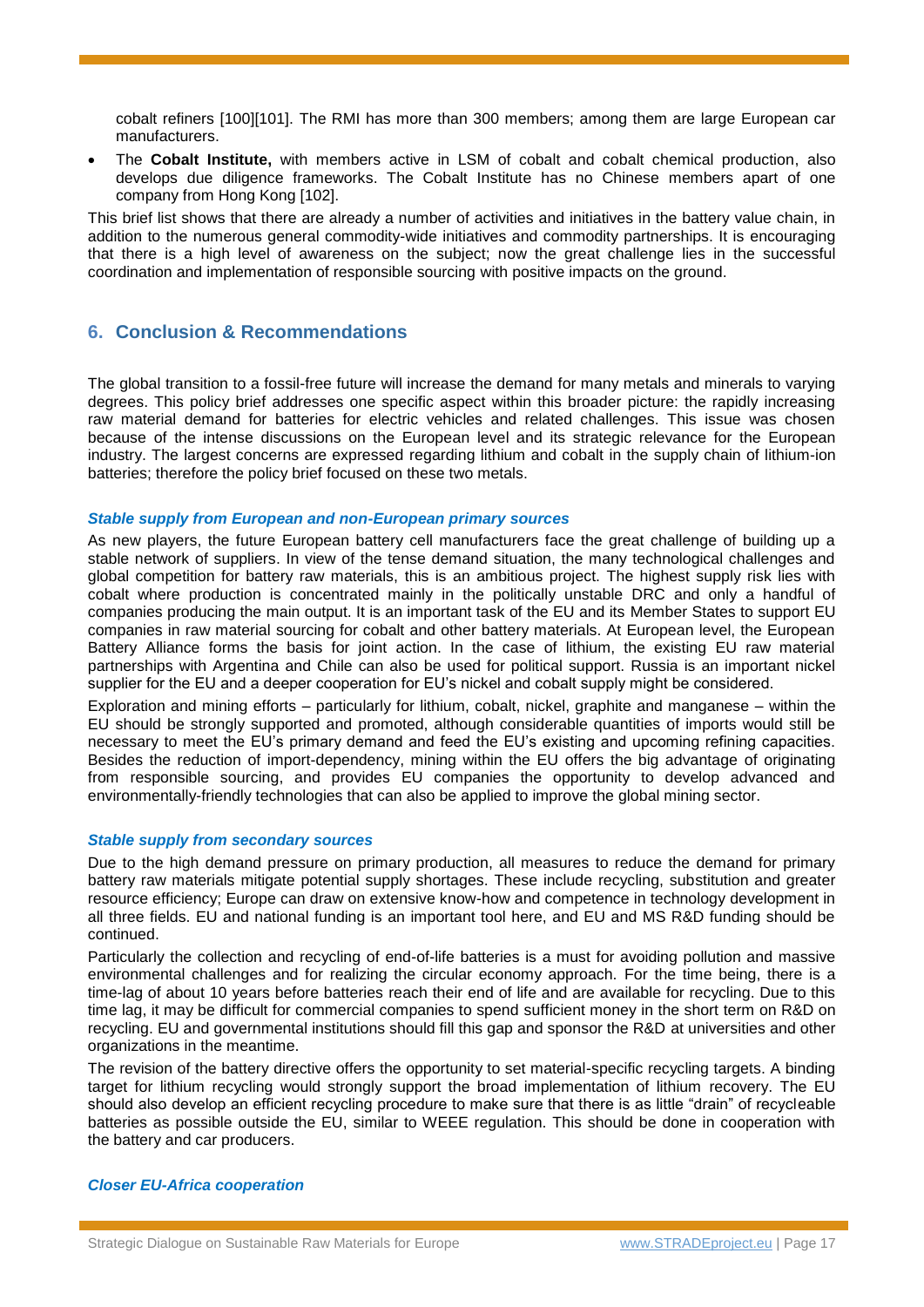cobalt refiners [100][101]. The RMI has more than 300 members; among them are large European car manufacturers.

- The **Cobalt Institute,** with members active in LSM of cobalt and cobalt chemical production, also develops due diligence frameworks. The Cobalt Institute has no Chinese members apart of one company from Hong Kong [102].

This brief list shows that there are already a number of activities and initiatives in the battery value chain, in addition to the numerous general commodity-wide initiatives and commodity partnerships. It is encouraging that there is a high level of awareness on the subject; now the great challenge lies in the successful coordination and implementation of responsible sourcing with positive impacts on the ground.

## 6. Conclusion & Recommendations

The global transition to a fossil-free future will increase the demand for many metals and minerals to varying degrees. This policy brief addresses one specific aspect within this broader picture: the rapidly increasing raw material demand for batteries for electric vehicles and related challenges. This issue was chosen because of the intense discussions on the European level and its strategic relevance for the European industry. The largest concerns are expressed regarding lithium and cobalt in the supply chain of lithium-ion batteries; therefore the policy brief focused on these two metals.

***Stable supply from European and non-European primary sources***

As new players, the future European battery cell manufacturers face the great challenge of building up a stable network of suppliers. In view of the tense demand situation, the many technological challenges and global competition for battery raw materials, this is an ambitious project. The highest supply risk lies with cobalt where production is concentrated mainly in the politically unstable DRC and only a handful of companies producing the main output. It is an important task of the EU and its Member States to support EU companies in raw material sourcing for cobalt and other battery materials. At European level, the European Battery Alliance forms the basis for joint action. In the case of lithium, the existing EU raw material partnerships with Argentina and Chile can also be used for political support. Russia is an important nickel supplier for the EU and a deeper cooperation for EU's nickel and cobalt supply might be considered.

Exploration and mining efforts – particularly for lithium, cobalt, nickel, graphite and manganese – within the EU should be strongly supported and promoted, although considerable quantities of imports would still be necessary to meet the EU's primary demand and feed the EU's existing and upcoming refining capacities. Besides the reduction of import-dependency, mining within the EU offers the big advantage of originating from responsible sourcing, and provides EU companies the opportunity to develop advanced and environmentally-friendly technologies that can also be applied to improve the global mining sector.

***Stable supply from secondary sources***

Due to the high demand pressure on primary production, all measures to reduce the demand for primary battery raw materials mitigate potential supply shortages. These include recycling, substitution and greater resource efficiency; Europe can draw on extensive know-how and competence in technology development in all three fields. EU and national funding is an important tool here, and EU and MS R&D funding should be continued.

Particularly the collection and recycling of end-of-life batteries is a must for avoiding pollution and massive environmental challenges and for realizing the circular economy approach. For the time being, there is a time-lag of about 10 years before batteries reach their end of life and are available for recycling. Due to this time lag, it may be difficult for commercial companies to spend sufficient money in the short term on R&D on recycling. EU and governmental institutions should fill this gap and sponsor the R&D at universities and other organizations in the meantime.

The revision of the battery directive offers the opportunity to set material-specific recycling targets. A binding target for lithium recycling would strongly support the broad implementation of lithium recovery. The EU should also develop an efficient recycling procedure to make sure that there is as little "drain" of recycleable batteries as possible outside the EU, similar to WEEE regulation. This should be done in cooperation with the battery and car producers.

***Closer EU-Africa cooperation***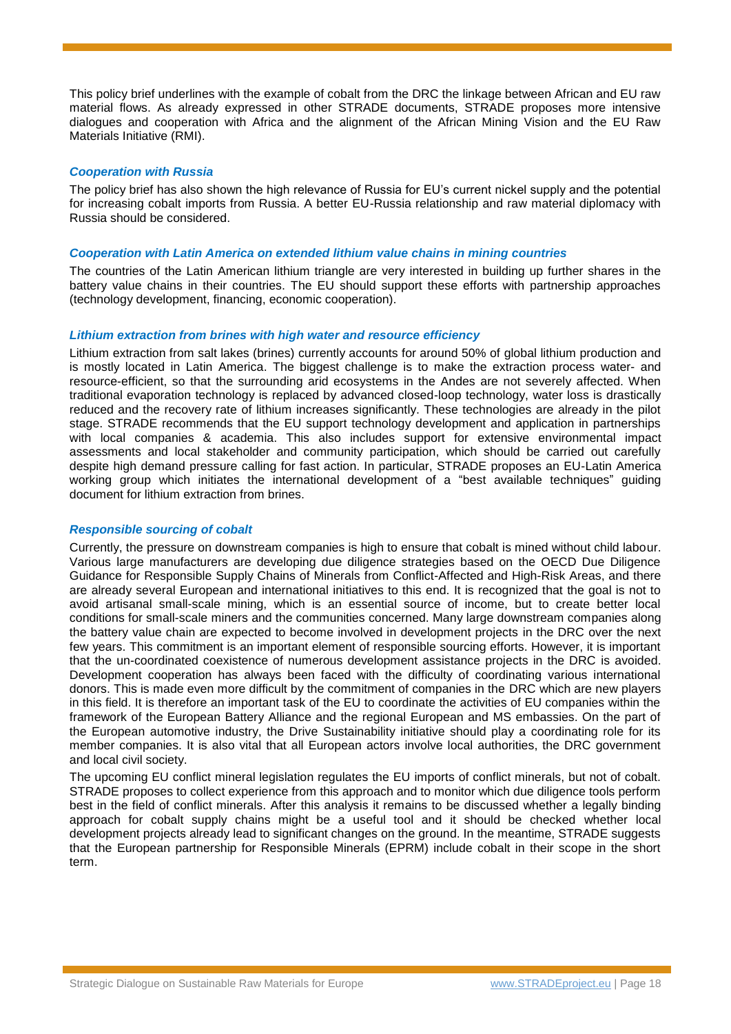This policy brief underlines with the example of cobalt from the DRC the linkage between African and EU raw material flows. As already expressed in other STRADE documents, STRADE proposes more intensive dialogues and cooperation with Africa and the alignment of the African Mining Vision and the EU Raw Materials Initiative (RMI).

### *Cooperation with Russia*

The policy brief has also shown the high relevance of Russia for EU's current nickel supply and the potential for increasing cobalt imports from Russia. A better EU-Russia relationship and raw material diplomacy with Russia should be considered.

### *Cooperation with Latin America on extended lithium value chains in mining countries*

The countries of the Latin American lithium triangle are very interested in building up further shares in the battery value chains in their countries. The EU should support these efforts with partnership approaches (technology development, financing, economic cooperation).

### *Lithium extraction from brines with high water and resource efficiency*

Lithium extraction from salt lakes (brines) currently accounts for around 50% of global lithium production and is mostly located in Latin America. The biggest challenge is to make the extraction process water- and resource-efficient, so that the surrounding arid ecosystems in the Andes are not severely affected. When traditional evaporation technology is replaced by advanced closed-loop technology, water loss is drastically reduced and the recovery rate of lithium increases significantly. These technologies are already in the pilot stage. STRADE recommends that the EU support technology development and application in partnerships with local companies & academia. This also includes support for extensive environmental impact assessments and local stakeholder and community participation, which should be carried out carefully despite high demand pressure calling for fast action. In particular, STRADE proposes an EU-Latin America working group which initiates the international development of a "best available techniques" guiding document for lithium extraction from brines.

### *Responsible sourcing of cobalt*

Currently, the pressure on downstream companies is high to ensure that cobalt is mined without child labour. Various large manufacturers are developing due diligence strategies based on the OECD Due Diligence Guidance for Responsible Supply Chains of Minerals from Conflict-Affected and High-Risk Areas, and there are already several European and international initiatives to this end. It is recognized that the goal is not to avoid artisanal small-scale mining, which is an essential source of income, but to create better local conditions for small-scale miners and the communities concerned. Many large downstream companies along the battery value chain are expected to become involved in development projects in the DRC over the next few years. This commitment is an important element of responsible sourcing efforts. However, it is important that the un-coordinated coexistence of numerous development assistance projects in the DRC is avoided. Development cooperation has always been faced with the difficulty of coordinating various international donors. This is made even more difficult by the commitment of companies in the DRC which are new players in this field. It is therefore an important task of the EU to coordinate the activities of EU companies within the framework of the European Battery Alliance and the regional European and MS embassies. On the part of the European automotive industry, the Drive Sustainability initiative should play a coordinating role for its member companies. It is also vital that all European actors involve local authorities, the DRC government and local civil society.

The upcoming EU conflict mineral legislation regulates the EU imports of conflict minerals, but not of cobalt. STRADE proposes to collect experience from this approach and to monitor which due diligence tools perform best in the field of conflict minerals. After this analysis it remains to be discussed whether a legally binding approach for cobalt supply chains might be a useful tool and it should be checked whether local development projects already lead to significant changes on the ground. In the meantime, STRADE suggests that the European partnership for Responsible Minerals (EPRM) include cobalt in their scope in the short term.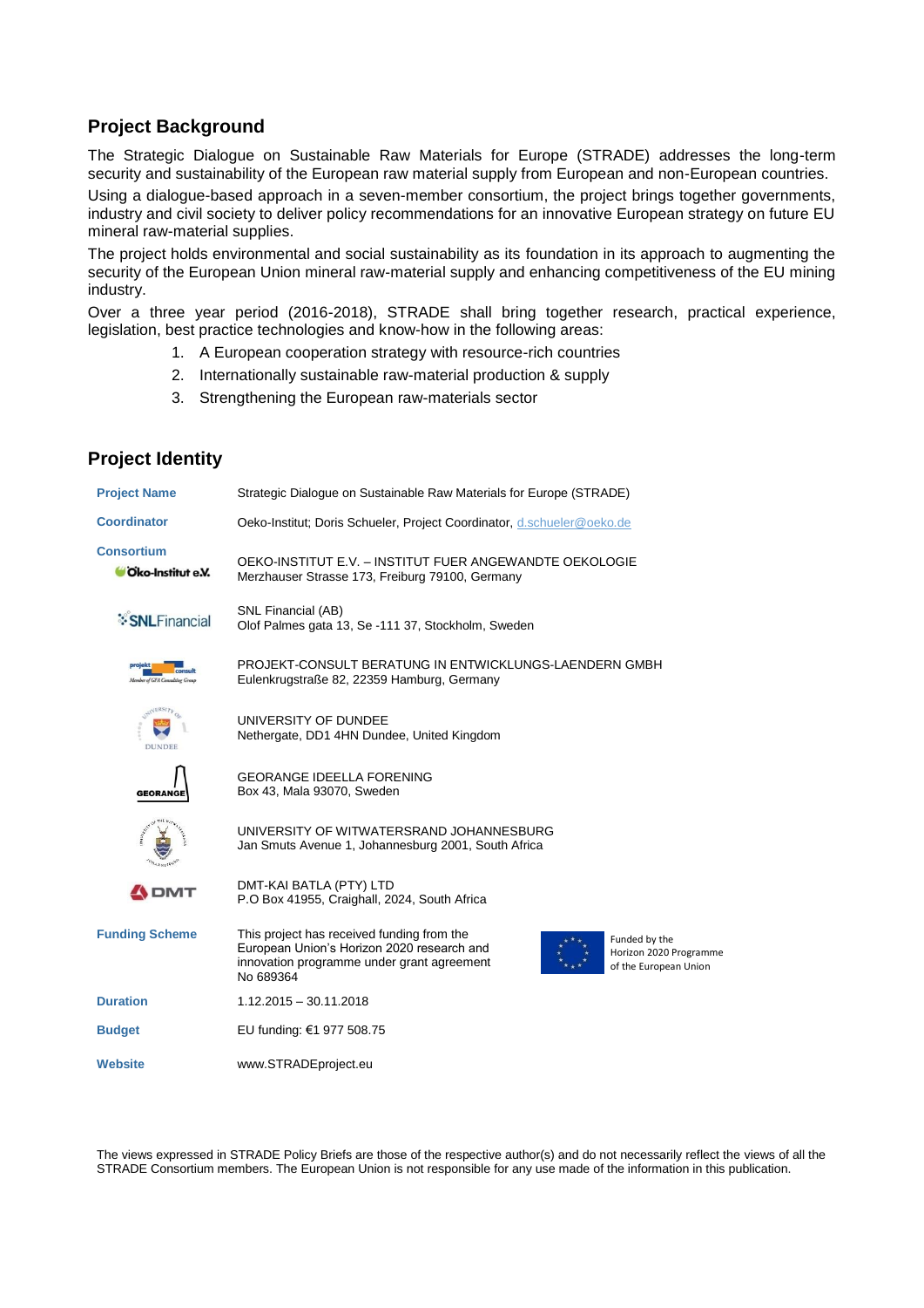## Project Background

The Strategic Dialogue on Sustainable Raw Materials for Europe (STRADE) addresses the long-term security and sustainability of the European raw material supply from European and non-European countries.

Using a dialogue-based approach in a seven-member consortium, the project brings together governments, industry and civil society to deliver policy recommendations for an innovative European strategy on future EU mineral raw-material supplies.

The project holds environmental and social sustainability as its foundation in its approach to augmenting the security of the European Union mineral raw-material supply and enhancing competitiveness of the EU mining industry.

Over a three year period (2016-2018), STRADE shall bring together research, practical experience, legislation, best practice technologies and know-how in the following areas:

1. A European cooperation strategy with resource-rich countries
2. Internationally sustainable raw-material production & supply
3. Strengthening the European raw-materials sector

## Project Identity

| | |
|---|---|
| **Project Name** | Strategic Dialogue on Sustainable Raw Materials for Europe (STRADE) |
| **Coordinator** | Oeko-Institut; Doris Schueler, Project Coordinator, d.schueler@oeko.de |
| **Consortium** Öko-Institut e.V. | OEKO-INSTITUT E.V. – INSTITUT FUER ANGEWANDTE OEKOLOGIE<br>Merzhauser Strasse 173, Freiburg 79100, Germany |
| SNLFinancial | SNL Financial (AB)<br>Olof Palmes gata 13, Se -111 37, Stockholm, Sweden |
| projekt consult | PROJEKT-CONSULT BERATUNG IN ENTWICKLUNGS-LAENDERN GMBH<br>Eulenkrugstraße 82, 22359 Hamburg, Germany |
| University of Dundee | UNIVERSITY OF DUNDEE<br>Nethergate, DD1 4HN Dundee, United Kingdom |
| GEORANGE | GEORANGE IDEELLA FORENING<br>Box 43, Mala 93070, Sweden |
| University of the Witwatersrand | UNIVERSITY OF WITWATERSRAND JOHANNESBURG<br>Jan Smuts Avenue 1, Johannesburg 2001, South Africa |
| DMT | DMT-KAI BATLA (PTY) LTD<br>P.O Box 41955, Craighall, 2024, South Africa |
| **Funding Scheme** | This project has received funding from the European Union's Horizon 2020 research and innovation programme under grant agreement No 689364<br>Funded by the Horizon 2020 Programme of the European Union |
| **Duration** | 1.12.2015 – 30.11.2018 |
| **Budget** | EU funding: €1 977 508.75 |
| **Website** | www.STRADEproject.eu |

The views expressed in STRADE Policy Briefs are those of the respective author(s) and do not necessarily reflect the views of all the STRADE Consortium members. The European Union is not responsible for any use made of the information in this publication.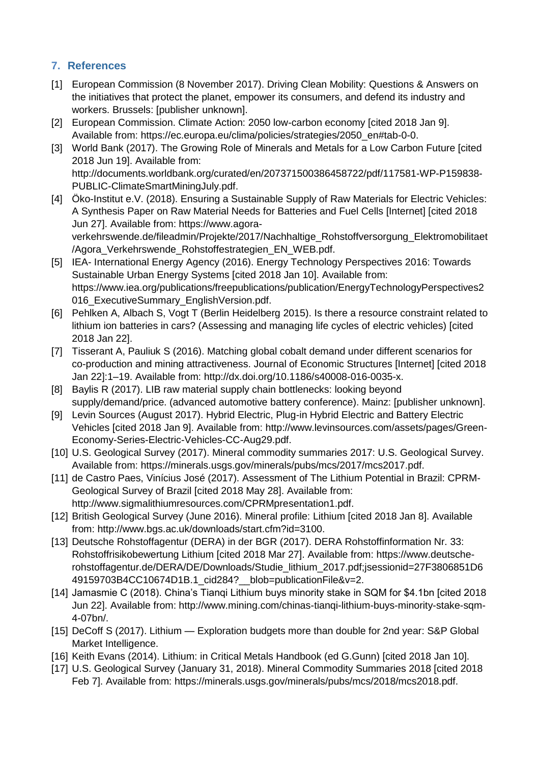## 7. References

[1] European Commission (8 November 2017). Driving Clean Mobility: Questions & Answers on the initiatives that protect the planet, empower its consumers, and defend its industry and workers. Brussels: [publisher unknown].

[2] European Commission. Climate Action: 2050 low-carbon economy [cited 2018 Jan 9]. Available from: https://ec.europa.eu/clima/policies/strategies/2050_en#tab-0-0.

[3] World Bank (2017). The Growing Role of Minerals and Metals for a Low Carbon Future [cited 2018 Jun 19]. Available from: http://documents.worldbank.org/curated/en/207371500386458722/pdf/117581-WP-P159838-PUBLIC-ClimateSmartMiningJuly.pdf.

[4] Öko-Institut e.V. (2018). Ensuring a Sustainable Supply of Raw Materials for Electric Vehicles: A Synthesis Paper on Raw Material Needs for Batteries and Fuel Cells [Internet] [cited 2018 Jun 27]. Available from: https://www.agora-verkehrswende.de/fileadmin/Projekte/2017/Nachhaltige_Rohstoffversorgung_Elektromobilitaet/Agora_Verkehrswende_Rohstoffestrategien_EN_WEB.pdf.

[5] IEA- International Energy Agency (2016). Energy Technology Perspectives 2016: Towards Sustainable Urban Energy Systems [cited 2018 Jan 10]. Available from: https://www.iea.org/publications/freepublications/publication/EnergyTechnologyPerspectives2016_ExecutiveSummary_EnglishVersion.pdf.

[6] Pehlken A, Albach S, Vogt T (Berlin Heidelberg 2015). Is there a resource constraint related to lithium ion batteries in cars? (Assessing and managing life cycles of electric vehicles) [cited 2018 Jan 22].

[7] Tisserant A, Pauliuk S (2016). Matching global cobalt demand under different scenarios for co-production and mining attractiveness. Journal of Economic Structures [Internet] [cited 2018 Jan 22]:1–19. Available from: http://dx.doi.org/10.1186/s40008-016-0035-x.

[8] Baylis R (2017). LIB raw material supply chain bottlenecks: looking beyond supply/demand/price. (advanced automotive battery conference). Mainz: [publisher unknown].

[9] Levin Sources (August 2017). Hybrid Electric, Plug-in Hybrid Electric and Battery Electric Vehicles [cited 2018 Jan 9]. Available from: http://www.levinsources.com/assets/pages/Green-Economy-Series-Electric-Vehicles-CC-Aug29.pdf.

[10] U.S. Geological Survey (2017). Mineral commodity summaries 2017: U.S. Geological Survey. Available from: https://minerals.usgs.gov/minerals/pubs/mcs/2017/mcs2017.pdf.

[11] de Castro Paes, Vinícius José (2017). Assessment of The Lithium Potential in Brazil: CPRM-Geological Survey of Brazil [cited 2018 May 28]. Available from: http://www.sigmalithiumresources.com/CPRMpresentation1.pdf.

[12] British Geological Survey (June 2016). Mineral profile: Lithium [cited 2018 Jan 8]. Available from: http://www.bgs.ac.uk/downloads/start.cfm?id=3100.

[13] Deutsche Rohstoffagentur (DERA) in der BGR (2017). DERA Rohstoffinformation Nr. 33: Rohstoffrisikobewertung Lithium [cited 2018 Mar 27]. Available from: https://www.deutsche-rohstoffagentur.de/DERA/DE/Downloads/Studie_lithium_2017.pdf;jsessionid=27F3806851D649159703B4CC10674D1B.1_cid284?__blob=publicationFile&v=2.

[14] Jamasmie C (2018). China's Tianqi Lithium buys minority stake in SQM for $4.1bn [cited 2018 Jun 22]. Available from: http://www.mining.com/chinas-tianqi-lithium-buys-minority-stake-sqm-4-07bn/.

[15] DeCoff S (2017). Lithium — Exploration budgets more than double for 2nd year: S&P Global Market Intelligence.

[16] Keith Evans (2014). Lithium: in Critical Metals Handbook (ed G.Gunn) [cited 2018 Jan 10].

[17] U.S. Geological Survey (January 31, 2018). Mineral Commodity Summaries 2018 [cited 2018 Feb 7]. Available from: https://minerals.usgs.gov/minerals/pubs/mcs/2018/mcs2018.pdf.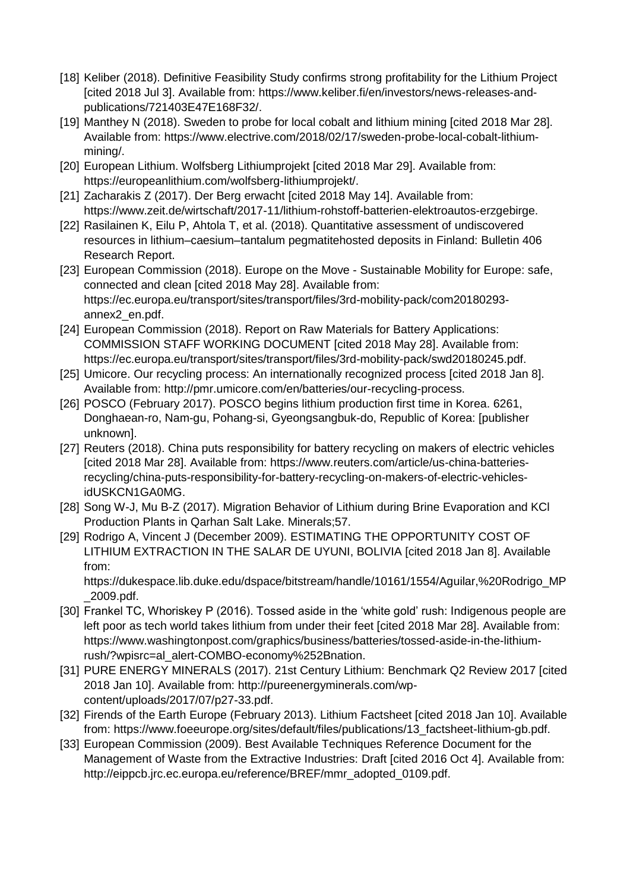[18] Keliber (2018). Definitive Feasibility Study confirms strong profitability for the Lithium Project [cited 2018 Jul 3]. Available from: https://www.keliber.fi/en/investors/news-releases-and-publications/721403E47E168F32/.

[19] Manthey N (2018). Sweden to probe for local cobalt and lithium mining [cited 2018 Mar 28]. Available from: https://www.electrive.com/2018/02/17/sweden-probe-local-cobalt-lithium-mining/.

[20] European Lithium. Wolfsberg Lithiumprojekt [cited 2018 Mar 29]. Available from: https://europeanlithium.com/wolfsberg-lithiumprojekt/.

[21] Zacharakis Z (2017). Der Berg erwacht [cited 2018 May 14]. Available from: https://www.zeit.de/wirtschaft/2017-11/lithium-rohstoff-batterien-elektroautos-erzgebirge.

[22] Rasilainen K, Eilu P, Ahtola T, et al. (2018). Quantitative assessment of undiscovered resources in lithium–caesium–tantalum pegmatitehosted deposits in Finland: Bulletin 406 Research Report.

[23] European Commission (2018). Europe on the Move - Sustainable Mobility for Europe: safe, connected and clean [cited 2018 May 28]. Available from: https://ec.europa.eu/transport/sites/transport/files/3rd-mobility-pack/com20180293-annex2_en.pdf.

[24] European Commission (2018). Report on Raw Materials for Battery Applications: COMMISSION STAFF WORKING DOCUMENT [cited 2018 May 28]. Available from: https://ec.europa.eu/transport/sites/transport/files/3rd-mobility-pack/swd20180245.pdf.

[25] Umicore. Our recycling process: An internationally recognized process [cited 2018 Jan 8]. Available from: http://pmr.umicore.com/en/batteries/our-recycling-process.

[26] POSCO (February 2017). POSCO begins lithium production first time in Korea. 6261, Donghaean-ro, Nam-gu, Pohang-si, Gyeongsangbuk-do, Republic of Korea: [publisher unknown].

[27] Reuters (2018). China puts responsibility for battery recycling on makers of electric vehicles [cited 2018 Mar 28]. Available from: https://www.reuters.com/article/us-china-batteries-recycling/china-puts-responsibility-for-battery-recycling-on-makers-of-electric-vehicles-idUSKCN1GA0MG.

[28] Song W-J, Mu B-Z (2017). Migration Behavior of Lithium during Brine Evaporation and KCl Production Plants in Qarhan Salt Lake. Minerals;57.

[29] Rodrigo A, Vincent J (December 2009). ESTIMATING THE OPPORTUNITY COST OF LITHIUM EXTRACTION IN THE SALAR DE UYUNI, BOLIVIA [cited 2018 Jan 8]. Available from: https://dukespace.lib.duke.edu/dspace/bitstream/handle/10161/1554/Aguilar,%20Rodrigo_MP_2009.pdf.

[30] Frankel TC, Whoriskey P (2016). Tossed aside in the 'white gold' rush: Indigenous people are left poor as tech world takes lithium from under their feet [cited 2018 Mar 28]. Available from: https://www.washingtonpost.com/graphics/business/batteries/tossed-aside-in-the-lithium-rush/?wpisrc=al_alert-COMBO-economy%252Bnation.

[31] PURE ENERGY MINERALS (2017). 21st Century Lithium: Benchmark Q2 Review 2017 [cited 2018 Jan 10]. Available from: http://pureenergyminerals.com/wp-content/uploads/2017/07/p27-33.pdf.

[32] Firends of the Earth Europe (February 2013). Lithium Factsheet [cited 2018 Jan 10]. Available from: https://www.foeeurope.org/sites/default/files/publications/13_factsheet-lithium-gb.pdf.

[33] European Commission (2009). Best Available Techniques Reference Document for the Management of Waste from the Extractive Industries: Draft [cited 2016 Oct 4]. Available from: http://eippcb.jrc.ec.europa.eu/reference/BREF/mmr_adopted_0109.pdf.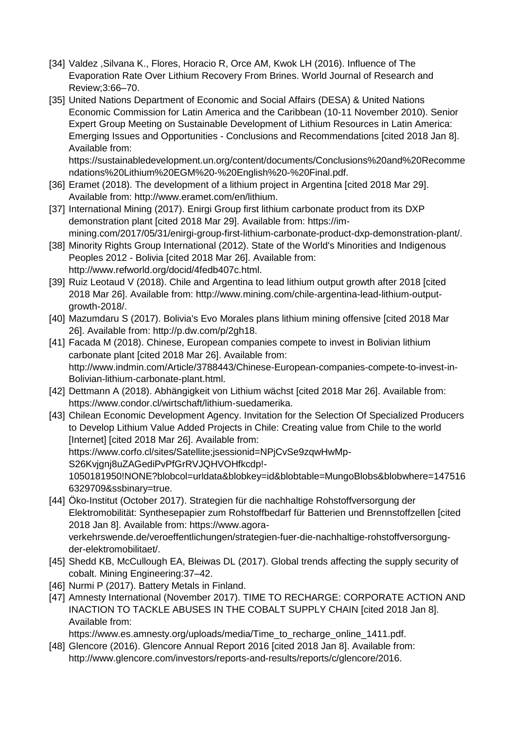[34] Valdez ,Silvana K., Flores, Horacio R, Orce AM, Kwok LH (2016). Influence of The Evaporation Rate Over Lithium Recovery From Brines. World Journal of Research and Review;3:66–70.

[35] United Nations Department of Economic and Social Affairs (DESA) & United Nations Economic Commission for Latin America and the Caribbean (10-11 November 2010). Senior Expert Group Meeting on Sustainable Development of Lithium Resources in Latin America: Emerging Issues and Opportunities - Conclusions and Recommendations [cited 2018 Jan 8]. Available from: https://sustainabledevelopment.un.org/content/documents/Conclusions%20and%20Recommendations%20Lithium%20EGM%20-%20English%20-%20Final.pdf.

[36] Eramet (2018). The development of a lithium project in Argentina [cited 2018 Mar 29]. Available from: http://www.eramet.com/en/lithium.

[37] International Mining (2017). Enirgi Group first lithium carbonate product from its DXP demonstration plant [cited 2018 Mar 29]. Available from: https://im-mining.com/2017/05/31/enirgi-group-first-lithium-carbonate-product-dxp-demonstration-plant/.

[38] Minority Rights Group International (2012). State of the World's Minorities and Indigenous Peoples 2012 - Bolivia [cited 2018 Mar 26]. Available from: http://www.refworld.org/docid/4fedb407c.html.

[39] Ruiz Leotaud V (2018). Chile and Argentina to lead lithium output growth after 2018 [cited 2018 Mar 26]. Available from: http://www.mining.com/chile-argentina-lead-lithium-output-growth-2018/.

[40] Mazumdaru S (2017). Bolivia's Evo Morales plans lithium mining offensive [cited 2018 Mar 26]. Available from: http://p.dw.com/p/2gh18.

[41] Facada M (2018). Chinese, European companies compete to invest in Bolivian lithium carbonate plant [cited 2018 Mar 26]. Available from: http://www.indmin.com/Article/3788443/Chinese-European-companies-compete-to-invest-in-Bolivian-lithium-carbonate-plant.html.

[42] Dettmann A (2018). Abhängigkeit von Lithium wächst [cited 2018 Mar 26]. Available from: https://www.condor.cl/wirtschaft/lithium-suedamerika.

[43] Chilean Economic Development Agency. Invitation for the Selection Of Specialized Producers to Develop Lithium Value Added Projects in Chile: Creating value from Chile to the world [Internet] [cited 2018 Mar 26]. Available from: https://www.corfo.cl/sites/Satellite;jsessionid=NPjCvSe9zqwHwMp-S26Kvjgnj8uZAGediPvPfGrRVJQHVOHfkcdp!-1050181950!NONE?blobcol=urldata&blobkey=id&blobtable=MungoBlobs&blobwhere=1475166329709&ssbinary=true.

[44] Öko-Institut (October 2017). Strategien für die nachhaltige Rohstoffversorgung der Elektromobilität: Synthesepapier zum Rohstoffbedarf für Batterien und Brennstoffzellen [cited 2018 Jan 8]. Available from: https://www.agora-verkehrswende.de/veroeffentlichungen/strategien-fuer-die-nachhaltige-rohstoffversorgung-der-elektromobilitaet/.

[45] Shedd KB, McCullough EA, Bleiwas DL (2017). Global trends affecting the supply security of cobalt. Mining Engineering:37–42.

[46] Nurmi P (2017). Battery Metals in Finland.

[47] Amnesty International (November 2017). TIME TO RECHARGE: CORPORATE ACTION AND INACTION TO TACKLE ABUSES IN THE COBALT SUPPLY CHAIN [cited 2018 Jan 8]. Available from: https://www.es.amnesty.org/uploads/media/Time_to_recharge_online_1411.pdf.

[48] Glencore (2016). Glencore Annual Report 2016 [cited 2018 Jan 8]. Available from: http://www.glencore.com/investors/reports-and-results/reports/c/glencore/2016.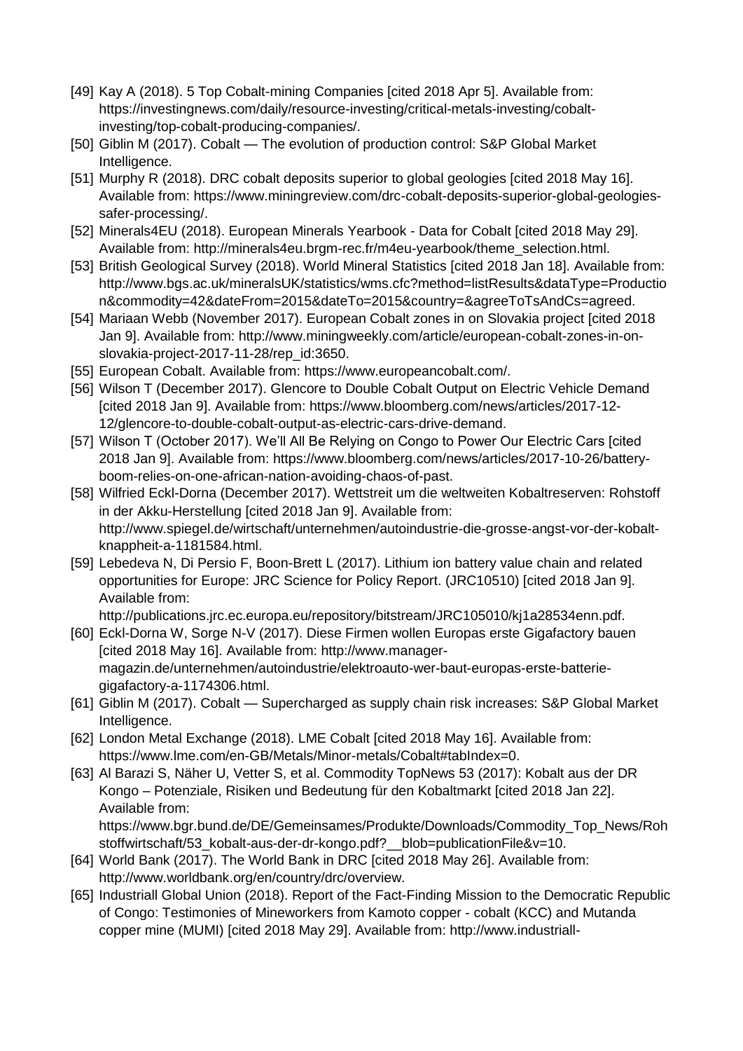[49] Kay A (2018). 5 Top Cobalt-mining Companies [cited 2018 Apr 5]. Available from: https://investingnews.com/daily/resource-investing/critical-metals-investing/cobalt-investing/top-cobalt-producing-companies/.

[50] Giblin M (2017). Cobalt — The evolution of production control: S&P Global Market Intelligence.

[51] Murphy R (2018). DRC cobalt deposits superior to global geologies [cited 2018 May 16]. Available from: https://www.miningreview.com/drc-cobalt-deposits-superior-global-geologies-safer-processing/.

[52] Minerals4EU (2018). European Minerals Yearbook - Data for Cobalt [cited 2018 May 29]. Available from: http://minerals4eu.brgm-rec.fr/m4eu-yearbook/theme_selection.html.

[53] British Geological Survey (2018). World Mineral Statistics [cited 2018 Jan 18]. Available from: http://www.bgs.ac.uk/mineralsUK/statistics/wms.cfc?method=listResults&dataType=Production&commodity=42&dateFrom=2015&dateTo=2015&country=&agreeToTsAndCs=agreed.

[54] Mariaan Webb (November 2017). European Cobalt zones in on Slovakia project [cited 2018 Jan 9]. Available from: http://www.miningweekly.com/article/european-cobalt-zones-in-on-slovakia-project-2017-11-28/rep_id:3650.

[55] European Cobalt. Available from: https://www.europeancobalt.com/.

[56] Wilson T (December 2017). Glencore to Double Cobalt Output on Electric Vehicle Demand [cited 2018 Jan 9]. Available from: https://www.bloomberg.com/news/articles/2017-12-12/glencore-to-double-cobalt-output-as-electric-cars-drive-demand.

[57] Wilson T (October 2017). We'll All Be Relying on Congo to Power Our Electric Cars [cited 2018 Jan 9]. Available from: https://www.bloomberg.com/news/articles/2017-10-26/battery-boom-relies-on-one-african-nation-avoiding-chaos-of-past.

[58] Wilfried Eckl-Dorna (December 2017). Wettstreit um die weltweiten Kobaltreserven: Rohstoff in der Akku-Herstellung [cited 2018 Jan 9]. Available from: http://www.spiegel.de/wirtschaft/unternehmen/autoindustrie-die-grosse-angst-vor-der-kobalt-knappheit-a-1181584.html.

[59] Lebedeva N, Di Persio F, Boon-Brett L (2017). Lithium ion battery value chain and related opportunities for Europe: JRC Science for Policy Report. (JRC10510) [cited 2018 Jan 9]. Available from: http://publications.jrc.ec.europa.eu/repository/bitstream/JRC105010/kj1a28534enn.pdf.

[60] Eckl-Dorna W, Sorge N-V (2017). Diese Firmen wollen Europas erste Gigafactory bauen [cited 2018 May 16]. Available from: http://www.manager-magazin.de/unternehmen/autoindustrie/elektroauto-wer-baut-europas-erste-batterie-gigafactory-a-1174306.html.

[61] Giblin M (2017). Cobalt — Supercharged as supply chain risk increases: S&P Global Market Intelligence.

[62] London Metal Exchange (2018). LME Cobalt [cited 2018 May 16]. Available from: https://www.lme.com/en-GB/Metals/Minor-metals/Cobalt#tabIndex=0.

[63] Al Barazi S, Näher U, Vetter S, et al. Commodity TopNews 53 (2017): Kobalt aus der DR Kongo – Potenziale, Risiken und Bedeutung für den Kobaltmarkt [cited 2018 Jan 22]. Available from: https://www.bgr.bund.de/DE/Gemeinsames/Produkte/Downloads/Commodity_Top_News/Rohstoffwirtschaft/53_kobalt-aus-der-dr-kongo.pdf?__blob=publicationFile&v=10.

[64] World Bank (2017). The World Bank in DRC [cited 2018 May 26]. Available from: http://www.worldbank.org/en/country/drc/overview.

[65] Industriall Global Union (2018). Report of the Fact-Finding Mission to the Democratic Republic of Congo: Testimonies of Mineworkers from Kamoto copper - cobalt (KCC) and Mutanda copper mine (MUMI) [cited 2018 May 29]. Available from: http://www.industriall-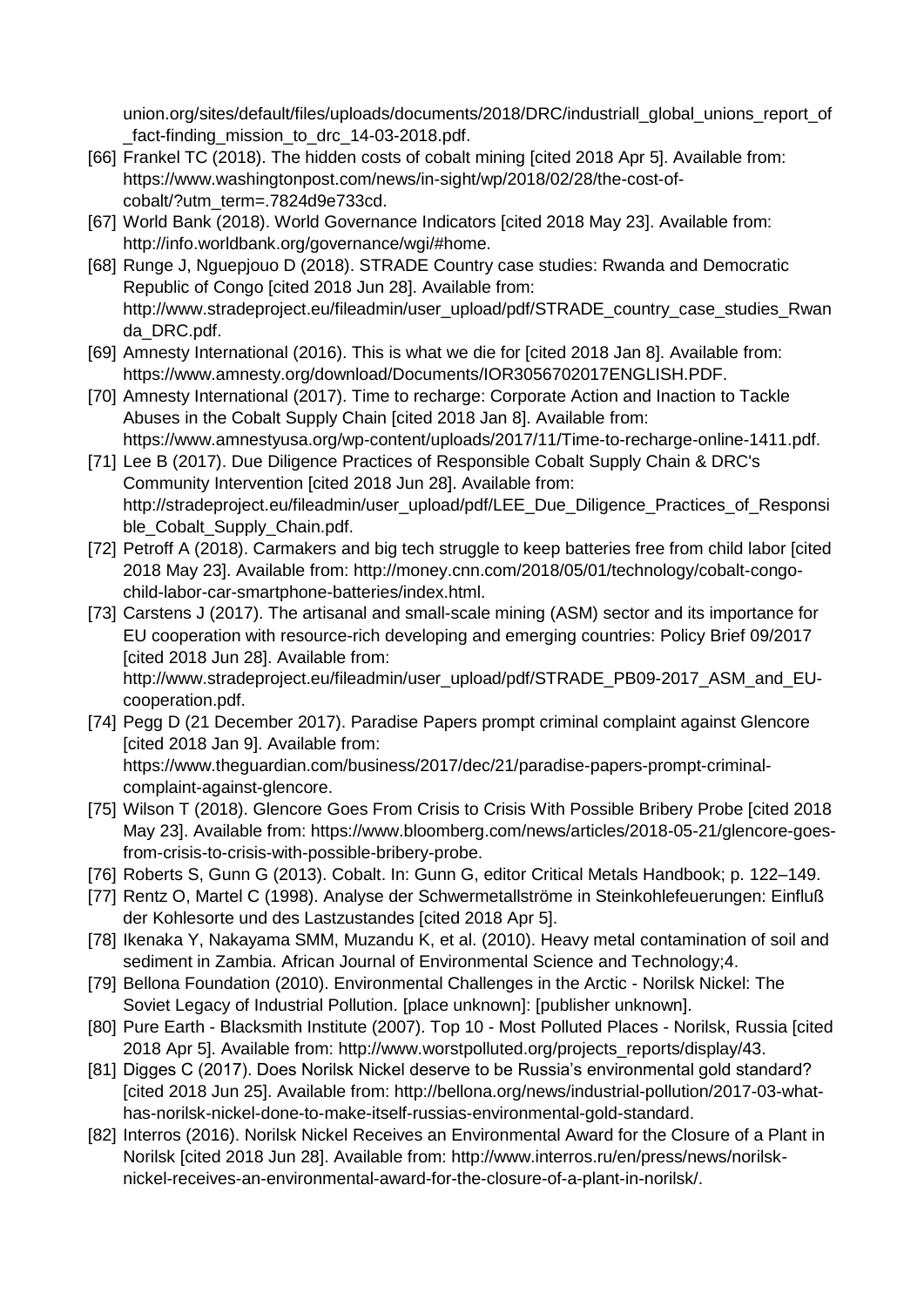union.org/sites/default/files/uploads/documents/2018/DRC/industriall_global_unions_report_of_fact-finding_mission_to_drc_14-03-2018.pdf.

[66] Frankel TC (2018). The hidden costs of cobalt mining [cited 2018 Apr 5]. Available from: https://www.washingtonpost.com/news/in-sight/wp/2018/02/28/the-cost-of-cobalt/?utm_term=.7824d9e733cd.

[67] World Bank (2018). World Governance Indicators [cited 2018 May 23]. Available from: http://info.worldbank.org/governance/wgi/#home.

[68] Runge J, Nguepjouo D (2018). STRADE Country case studies: Rwanda and Democratic Republic of Congo [cited 2018 Jun 28]. Available from: http://www.stradeproject.eu/fileadmin/user_upload/pdf/STRADE_country_case_studies_Rwanda_DRC.pdf.

[69] Amnesty International (2016). This is what we die for [cited 2018 Jan 8]. Available from: https://www.amnesty.org/download/Documents/IOR3056702017ENGLISH.PDF.

[70] Amnesty International (2017). Time to recharge: Corporate Action and Inaction to Tackle Abuses in the Cobalt Supply Chain [cited 2018 Jan 8]. Available from: https://www.amnestyusa.org/wp-content/uploads/2017/11/Time-to-recharge-online-1411.pdf.

[71] Lee B (2017). Due Diligence Practices of Responsible Cobalt Supply Chain & DRC's Community Intervention [cited 2018 Jun 28]. Available from: http://stradeproject.eu/fileadmin/user_upload/pdf/LEE_Due_Diligence_Practices_of_Responsible_Cobalt_Supply_Chain.pdf.

[72] Petroff A (2018). Carmakers and big tech struggle to keep batteries free from child labor [cited 2018 May 23]. Available from: http://money.cnn.com/2018/05/01/technology/cobalt-congo-child-labor-car-smartphone-batteries/index.html.

[73] Carstens J (2017). The artisanal and small-scale mining (ASM) sector and its importance for EU cooperation with resource-rich developing and emerging countries: Policy Brief 09/2017 [cited 2018 Jun 28]. Available from: http://www.stradeproject.eu/fileadmin/user_upload/pdf/STRADE_PB09-2017_ASM_and_EU-cooperation.pdf.

[74] Pegg D (21 December 2017). Paradise Papers prompt criminal complaint against Glencore [cited 2018 Jan 9]. Available from: https://www.theguardian.com/business/2017/dec/21/paradise-papers-prompt-criminal-complaint-against-glencore.

[75] Wilson T (2018). Glencore Goes From Crisis to Crisis With Possible Bribery Probe [cited 2018 May 23]. Available from: https://www.bloomberg.com/news/articles/2018-05-21/glencore-goes-from-crisis-to-crisis-with-possible-bribery-probe.

[76] Roberts S, Gunn G (2013). Cobalt. In: Gunn G, editor Critical Metals Handbook; p. 122–149.

[77] Rentz O, Martel C (1998). Analyse der Schwermetallströme in Steinkohlefeuerungen: Einfluß der Kohlesorte und des Lastzustandes [cited 2018 Apr 5].

[78] Ikenaka Y, Nakayama SMM, Muzandu K, et al. (2010). Heavy metal contamination of soil and sediment in Zambia. African Journal of Environmental Science and Technology;4.

[79] Bellona Foundation (2010). Environmental Challenges in the Arctic - Norilsk Nickel: The Soviet Legacy of Industrial Pollution. [place unknown]: [publisher unknown].

[80] Pure Earth - Blacksmith Institute (2007). Top 10 - Most Polluted Places - Norilsk, Russia [cited 2018 Apr 5]. Available from: http://www.worstpolluted.org/projects_reports/display/43.

[81] Digges C (2017). Does Norilsk Nickel deserve to be Russia's environmental gold standard? [cited 2018 Jun 25]. Available from: http://bellona.org/news/industrial-pollution/2017-03-what-has-norilsk-nickel-done-to-make-itself-russias-environmental-gold-standard.

[82] Interros (2016). Norilsk Nickel Receives an Environmental Award for the Closure of a Plant in Norilsk [cited 2018 Jun 28]. Available from: http://www.interros.ru/en/press/news/norilsk-nickel-receives-an-environmental-award-for-the-closure-of-a-plant-in-norilsk/.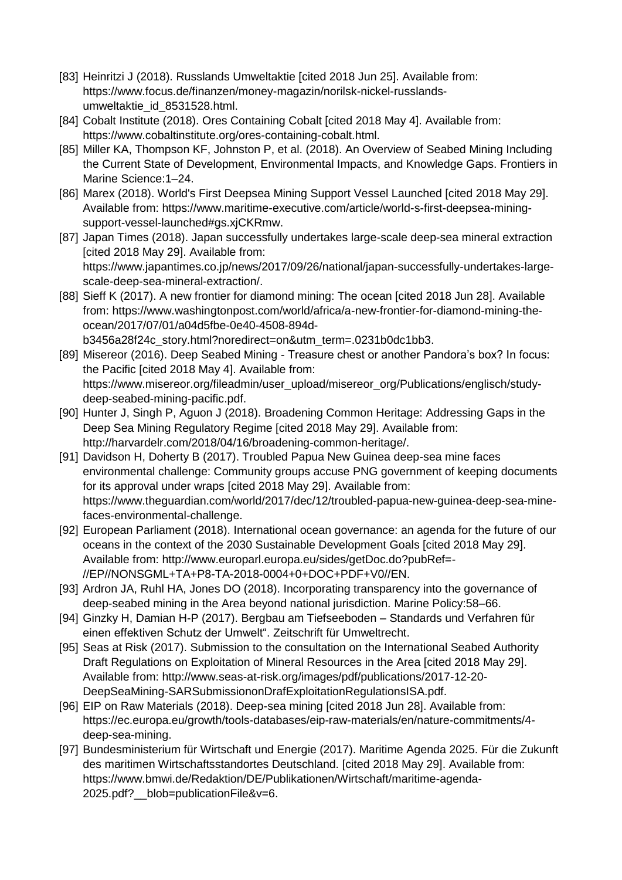[83] Heinritzi J (2018). Russlands Umweltaktie [cited 2018 Jun 25]. Available from: https://www.focus.de/finanzen/money-magazin/norilsk-nickel-russlands-umweltaktie_id_8531528.html.

[84] Cobalt Institute (2018). Ores Containing Cobalt [cited 2018 May 4]. Available from: https://www.cobaltinstitute.org/ores-containing-cobalt.html.

[85] Miller KA, Thompson KF, Johnston P, et al. (2018). An Overview of Seabed Mining Including the Current State of Development, Environmental Impacts, and Knowledge Gaps. Frontiers in Marine Science:1–24.

[86] Marex (2018). World's First Deepsea Mining Support Vessel Launched [cited 2018 May 29]. Available from: https://www.maritime-executive.com/article/world-s-first-deepsea-mining-support-vessel-launched#gs.xjCKRmw.

[87] Japan Times (2018). Japan successfully undertakes large-scale deep-sea mineral extraction [cited 2018 May 29]. Available from: https://www.japantimes.co.jp/news/2017/09/26/national/japan-successfully-undertakes-large-scale-deep-sea-mineral-extraction/.

[88] Sieff K (2017). A new frontier for diamond mining: The ocean [cited 2018 Jun 28]. Available from: https://www.washingtonpost.com/world/africa/a-new-frontier-for-diamond-mining-the-ocean/2017/07/01/a04d5fbe-0e40-4508-894d-b3456a28f24c_story.html?noredirect=on&utm_term=.0231b0dc1bb3.

[89] Misereor (2016). Deep Seabed Mining - Treasure chest or another Pandora's box? In focus: the Pacific [cited 2018 May 4]. Available from: https://www.misereor.org/fileadmin/user_upload/misereor_org/Publications/englisch/study-deep-seabed-mining-pacific.pdf.

[90] Hunter J, Singh P, Aguon J (2018). Broadening Common Heritage: Addressing Gaps in the Deep Sea Mining Regulatory Regime [cited 2018 May 29]. Available from: http://harvardelr.com/2018/04/16/broadening-common-heritage/.

[91] Davidson H, Doherty B (2017). Troubled Papua New Guinea deep-sea mine faces environmental challenge: Community groups accuse PNG government of keeping documents for its approval under wraps [cited 2018 May 29]. Available from: https://www.theguardian.com/world/2017/dec/12/troubled-papua-new-guinea-deep-sea-mine-faces-environmental-challenge.

[92] European Parliament (2018). International ocean governance: an agenda for the future of our oceans in the context of the 2030 Sustainable Development Goals [cited 2018 May 29]. Available from: http://www.europarl.europa.eu/sides/getDoc.do?pubRef=-//EP//NONSGML+TA+P8-TA-2018-0004+0+DOC+PDF+V0//EN.

[93] Ardron JA, Ruhl HA, Jones DO (2018). Incorporating transparency into the governance of deep-seabed mining in the Area beyond national jurisdiction. Marine Policy:58–66.

[94] Ginzky H, Damian H-P (2017). Bergbau am Tiefseeboden – Standards und Verfahren für einen effektiven Schutz der Umwelt". Zeitschrift für Umweltrecht.

[95] Seas at Risk (2017). Submission to the consultation on the International Seabed Authority Draft Regulations on Exploitation of Mineral Resources in the Area [cited 2018 May 29]. Available from: http://www.seas-at-risk.org/images/pdf/publications/2017-12-20-DeepSeaMining-SARSubmissiononDrafExploitationRegulationsISA.pdf.

[96] EIP on Raw Materials (2018). Deep-sea mining [cited 2018 Jun 28]. Available from: https://ec.europa.eu/growth/tools-databases/eip-raw-materials/en/nature-commitments/4-deep-sea-mining.

[97] Bundesministerium für Wirtschaft und Energie (2017). Maritime Agenda 2025. Für die Zukunft des maritimen Wirtschaftsstandortes Deutschland. [cited 2018 May 29]. Available from: https://www.bmwi.de/Redaktion/DE/Publikationen/Wirtschaft/maritime-agenda-2025.pdf?__blob=publicationFile&v=6.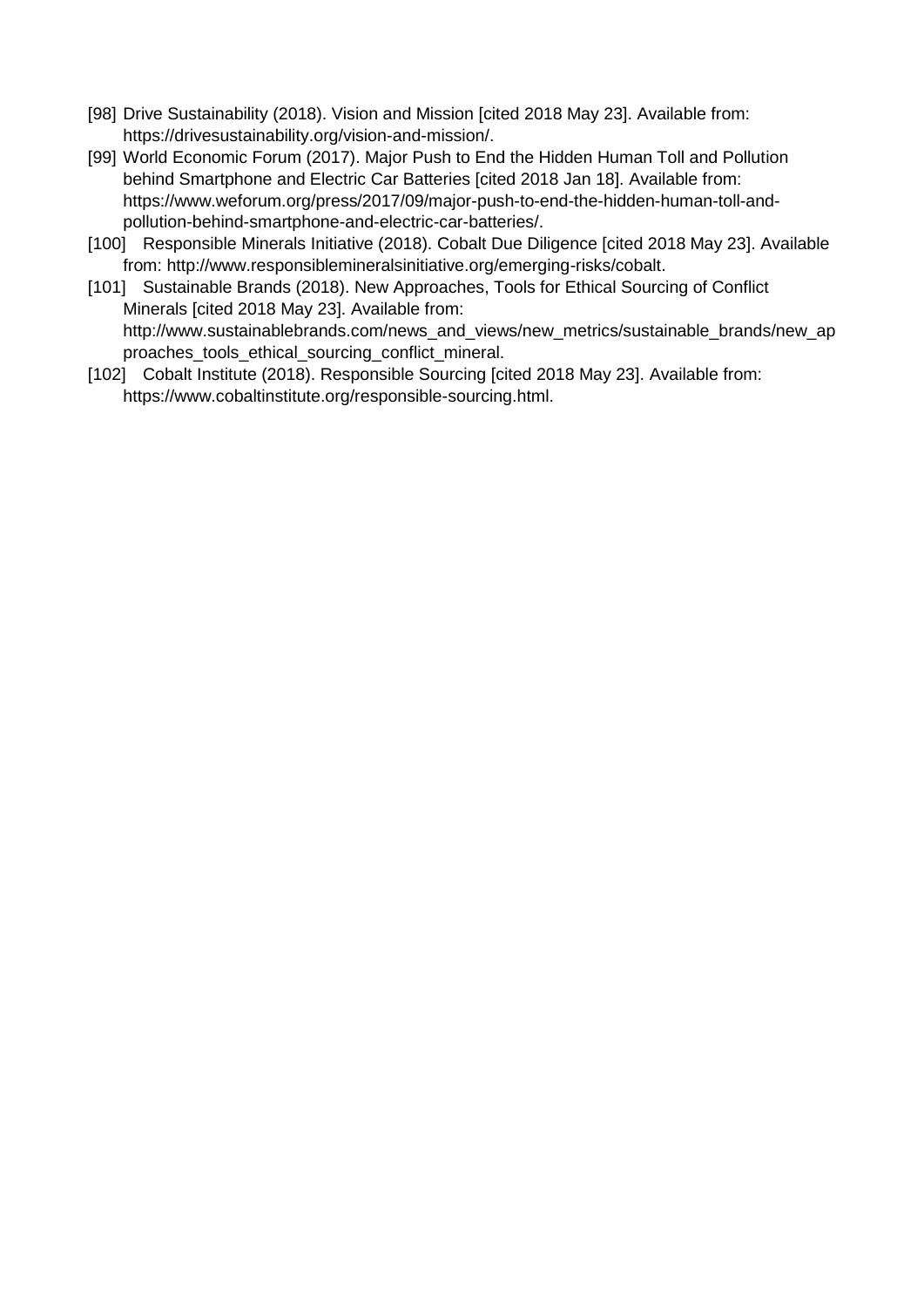[98] Drive Sustainability (2018). Vision and Mission [cited 2018 May 23]. Available from: https://drivesustainability.org/vision-and-mission/.

[99] World Economic Forum (2017). Major Push to End the Hidden Human Toll and Pollution behind Smartphone and Electric Car Batteries [cited 2018 Jan 18]. Available from: https://www.weforum.org/press/2017/09/major-push-to-end-the-hidden-human-toll-and-pollution-behind-smartphone-and-electric-car-batteries/.

[100] Responsible Minerals Initiative (2018). Cobalt Due Diligence [cited 2018 May 23]. Available from: http://www.responsiblemineralsinitiative.org/emerging-risks/cobalt.

[101] Sustainable Brands (2018). New Approaches, Tools for Ethical Sourcing of Conflict Minerals [cited 2018 May 23]. Available from: http://www.sustainablebrands.com/news_and_views/new_metrics/sustainable_brands/new_approaches_tools_ethical_sourcing_conflict_mineral.

[102] Cobalt Institute (2018). Responsible Sourcing [cited 2018 May 23]. Available from: https://www.cobaltinstitute.org/responsible-sourcing.html.